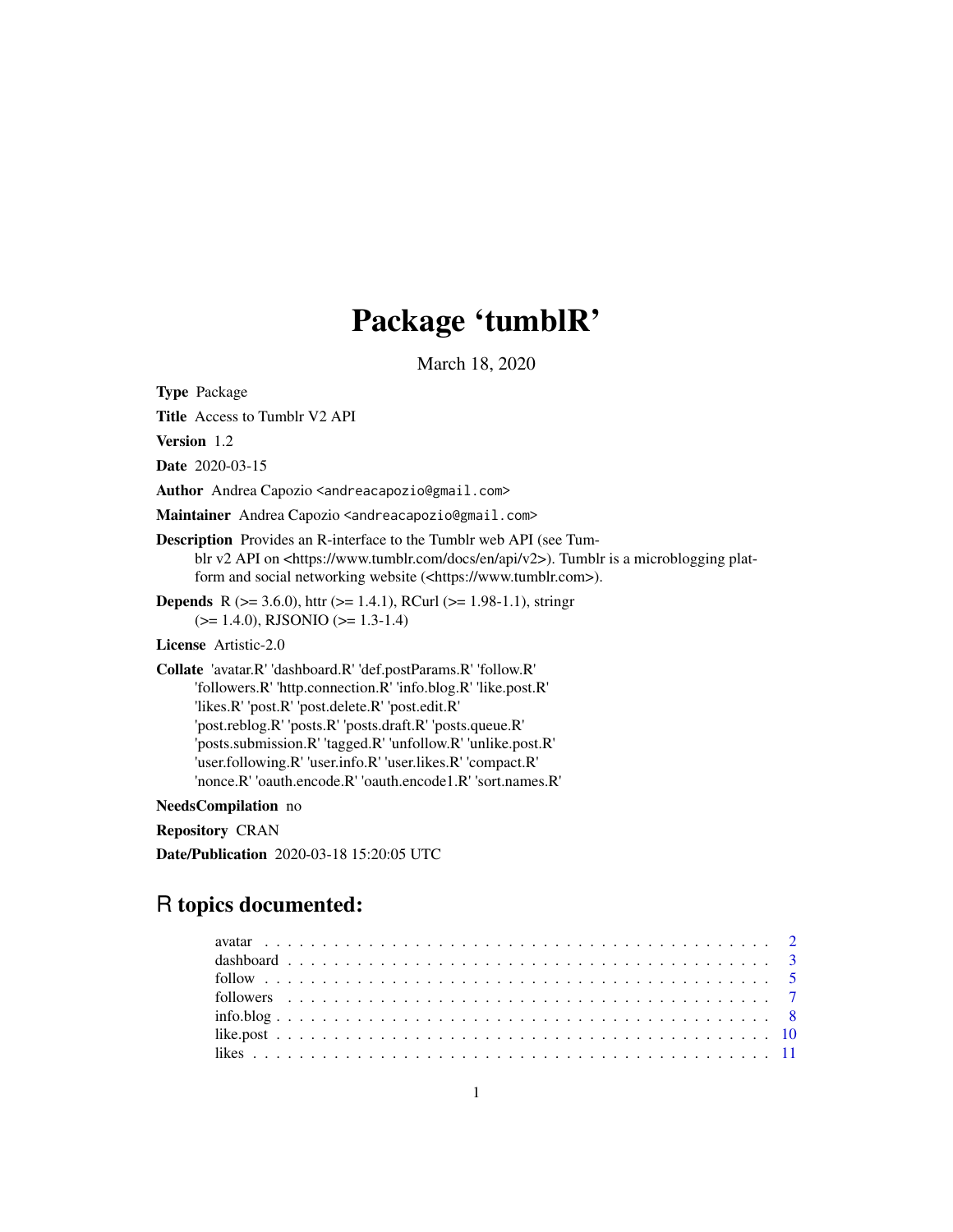# Package 'tumblR'

March 18, 2020

**Type** Package

**Title** Access to Tumblr V2 API

**Version** 1.2

**Date** 2020-03-15

**Author** Andrea Capozio <andreacapozio@gmail.com>

**Maintainer** Andrea Capozio <andreacapozio@gmail.com>

**Description** Provides an R-interface to the Tumblr web API (see Tumblr v2 API on <https://www.tumblr.com/docs/en/api/v2>). Tumblr is a microblogging platform and social networking website (<https://www.tumblr.com>).

**Depends** R (>= 3.6.0), httr (>= 1.4.1), RCurl (>= 1.98-1.1), stringr (>= 1.4.0), RJSONIO (>= 1.3-1.4)

**License** Artistic-2.0

**Collate** 'avatar.R' 'dashboard.R' 'def.postParams.R' 'follow.R' 'followers.R' 'http.connection.R' 'info.blog.R' 'like.post.R' 'likes.R' 'post.R' 'post.delete.R' 'post.edit.R' 'post.reblog.R' 'posts.R' 'posts.draft.R' 'posts.queue.R' 'posts.submission.R' 'tagged.R' 'unfollow.R' 'unlike.post.R' 'user.following.R' 'user.info.R' 'user.likes.R' 'compact.R' 'nonce.R' 'oauth.encode.R' 'oauth.encode1.R' 'sort.names.R'

**NeedsCompilation** no

**Repository** CRAN

**Date/Publication** 2020-03-18 15:20:05 UTC

## R topics documented:

- avatar . . . . . . . . . . . . . . . . . . . . . . . . . . . . . . . . . . . . . . . . . . 2
- dashboard . . . . . . . . . . . . . . . . . . . . . . . . . . . . . . . . . . . . . . . . 3
- follow . . . . . . . . . . . . . . . . . . . . . . . . . . . . . . . . . . . . . . . . . . 5
- followers . . . . . . . . . . . . . . . . . . . . . . . . . . . . . . . . . . . . . . . . 7
- info.blog . . . . . . . . . . . . . . . . . . . . . . . . . . . . . . . . . . . . . . . . 8
- like.post . . . . . . . . . . . . . . . . . . . . . . . . . . . . . . . . . . . . . . . . 10
- likes . . . . . . . . . . . . . . . . . . . . . . . . . . . . . . . . . . . . . . . . . . 11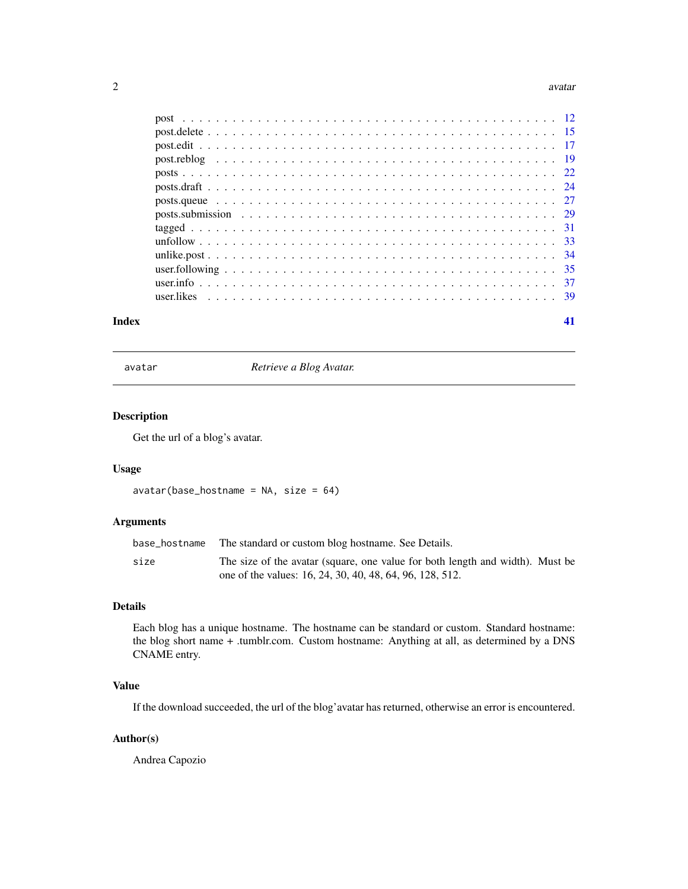post . . . . . . . . . . . . . . . . . . . . . . . . . . . . . . . . . . . . . . . . . . 12
post.delete . . . . . . . . . . . . . . . . . . . . . . . . . . . . . . . . . . . . . . . 15
post.edit . . . . . . . . . . . . . . . . . . . . . . . . . . . . . . . . . . . . . . . . 17
post.reblog . . . . . . . . . . . . . . . . . . . . . . . . . . . . . . . . . . . . . . . 19
posts . . . . . . . . . . . . . . . . . . . . . . . . . . . . . . . . . . . . . . . . . . 22
posts.draft . . . . . . . . . . . . . . . . . . . . . . . . . . . . . . . . . . . . . . . 24
posts.queue . . . . . . . . . . . . . . . . . . . . . . . . . . . . . . . . . . . . . . . 27
posts.submission . . . . . . . . . . . . . . . . . . . . . . . . . . . . . . . . . . . . 29
tagged . . . . . . . . . . . . . . . . . . . . . . . . . . . . . . . . . . . . . . . . . 31
unfollow . . . . . . . . . . . . . . . . . . . . . . . . . . . . . . . . . . . . . . . . 33
unlike.post . . . . . . . . . . . . . . . . . . . . . . . . . . . . . . . . . . . . . . . 34
user.following . . . . . . . . . . . . . . . . . . . . . . . . . . . . . . . . . . . . . 35
user.info . . . . . . . . . . . . . . . . . . . . . . . . . . . . . . . . . . . . . . . . 37
user.likes . . . . . . . . . . . . . . . . . . . . . . . . . . . . . . . . . . . . . . . . 39

**Index** **41**

---

`avatar` *Retrieve a Blog Avatar.*

---

## Description

Get the url of a blog's avatar.

## Usage

```
avatar(base_hostname = NA, size = 64)
```

## Arguments

| | |
|---|---|
| `base_hostname` | The standard or custom blog hostname. See Details. |
| `size` | The size of the avatar (square, one value for both length and width). Must be one of the values: 16, 24, 30, 40, 48, 64, 96, 128, 512. |

## Details

Each blog has a unique hostname. The hostname can be standard or custom. Standard hostname: the blog short name + .tumblr.com. Custom hostname: Anything at all, as determined by a DNS CNAME entry.

## Value

If the download succeeded, the url of the blog'avatar has returned, otherwise an error is encountered.

## Author(s)

Andrea Capozio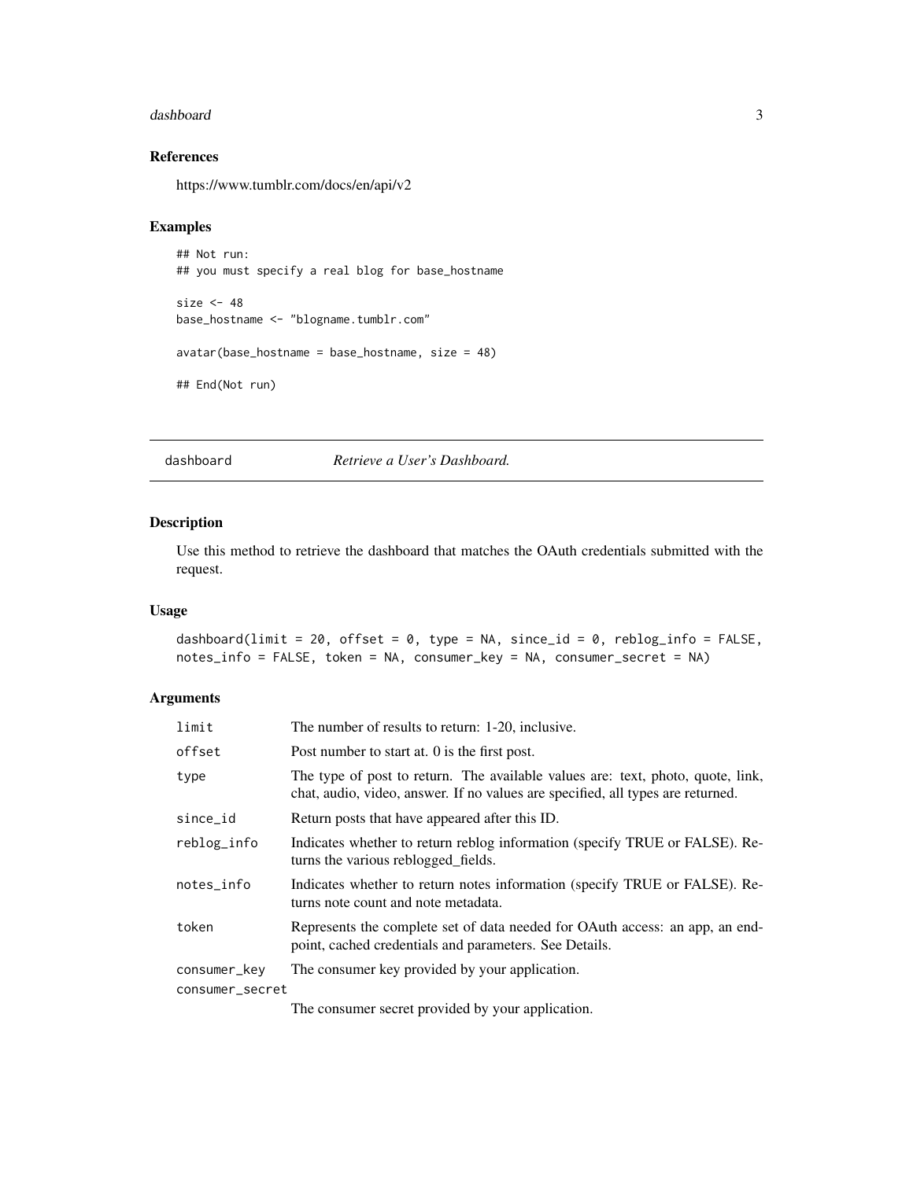### References

https://www.tumblr.com/docs/en/api/v2

### Examples

```
## Not run:
## you must specify a real blog for base_hostname

size <- 48
base_hostname <- "blogname.tumblr.com"

avatar(base_hostname = base_hostname, size = 48)

## End(Not run)
```

---

## dashboard — *Retrieve a User's Dashboard.*

### Description

Use this method to retrieve the dashboard that matches the OAuth credentials submitted with the request.

### Usage

```
dashboard(limit = 20, offset = 0, type = NA, since_id = 0, reblog_info = FALSE,
notes_info = FALSE, token = NA, consumer_key = NA, consumer_secret = NA)
```

### Arguments

| | |
|---|---|
| limit | The number of results to return: 1-20, inclusive. |
| offset | Post number to start at. 0 is the first post. |
| type | The type of post to return. The available values are: text, photo, quote, link, chat, audio, video, answer. If no values are specified, all types are returned. |
| since_id | Return posts that have appeared after this ID. |
| reblog_info | Indicates whether to return reblog information (specify TRUE or FALSE). Returns the various reblogged_fields. |
| notes_info | Indicates whether to return notes information (specify TRUE or FALSE). Returns note count and note metadata. |
| token | Represents the complete set of data needed for OAuth access: an app, an endpoint, cached credentials and parameters. See Details. |
| consumer_key | The consumer key provided by your application. |
| consumer_secret | The consumer secret provided by your application. |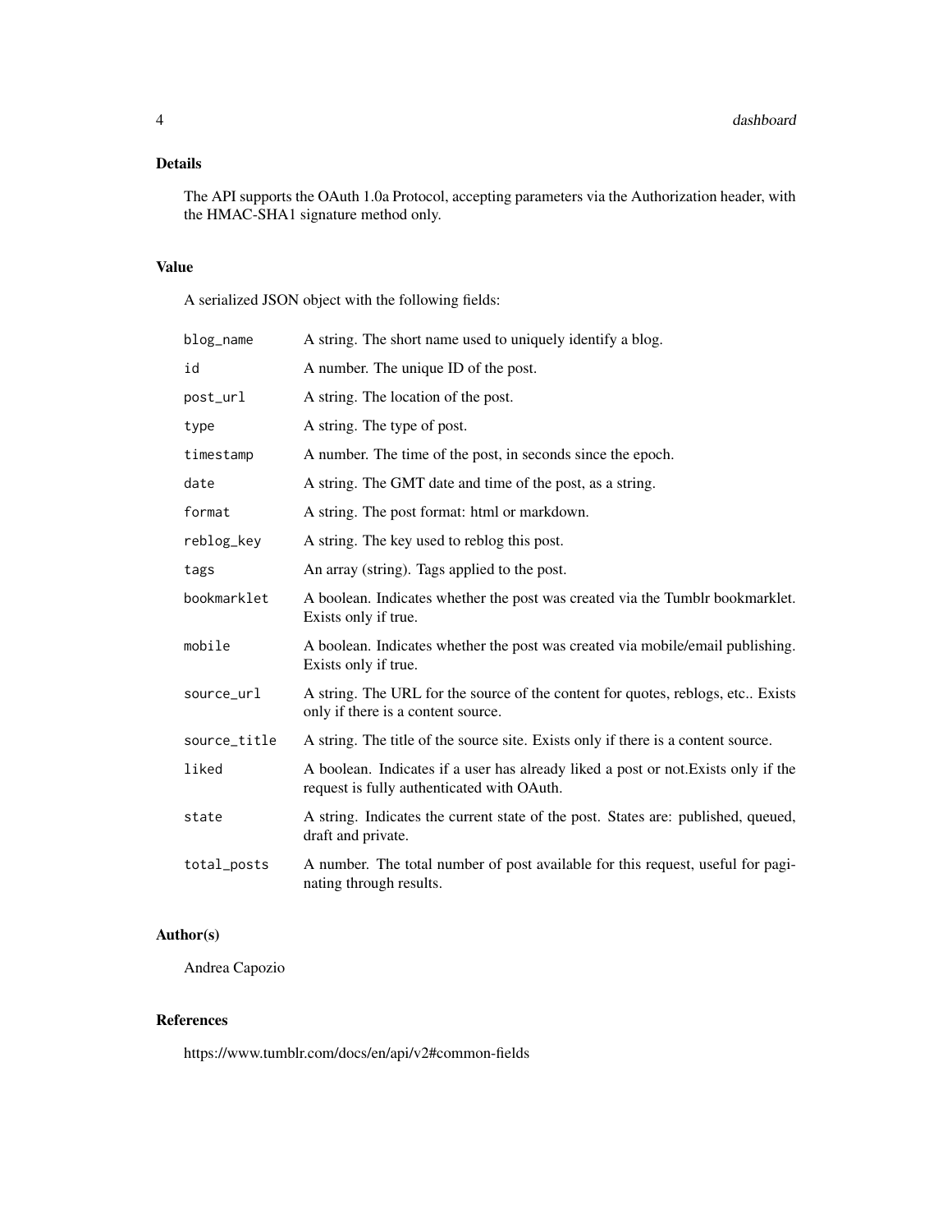### Details

The API supports the OAuth 1.0a Protocol, accepting parameters via the Authorization header, with the HMAC-SHA1 signature method only.

### Value

A serialized JSON object with the following fields:

| | |
|---|---|
| `blog_name` | A string. The short name used to uniquely identify a blog. |
| `id` | A number. The unique ID of the post. |
| `post_url` | A string. The location of the post. |
| `type` | A string. The type of post. |
| `timestamp` | A number. The time of the post, in seconds since the epoch. |
| `date` | A string. The GMT date and time of the post, as a string. |
| `format` | A string. The post format: html or markdown. |
| `reblog_key` | A string. The key used to reblog this post. |
| `tags` | An array (string). Tags applied to the post. |
| `bookmarklet` | A boolean. Indicates whether the post was created via the Tumblr bookmarklet. Exists only if true. |
| `mobile` | A boolean. Indicates whether the post was created via mobile/email publishing. Exists only if true. |
| `source_url` | A string. The URL for the source of the content for quotes, reblogs, etc.. Exists only if there is a content source. |
| `source_title` | A string. The title of the source site. Exists only if there is a content source. |
| `liked` | A boolean. Indicates if a user has already liked a post or not.Exists only if the request is fully authenticated with OAuth. |
| `state` | A string. Indicates the current state of the post. States are: published, queued, draft and private. |
| `total_posts` | A number. The total number of post available for this request, useful for paginating through results. |

### Author(s)

Andrea Capozio

### References

https://www.tumblr.com/docs/en/api/v2#common-fields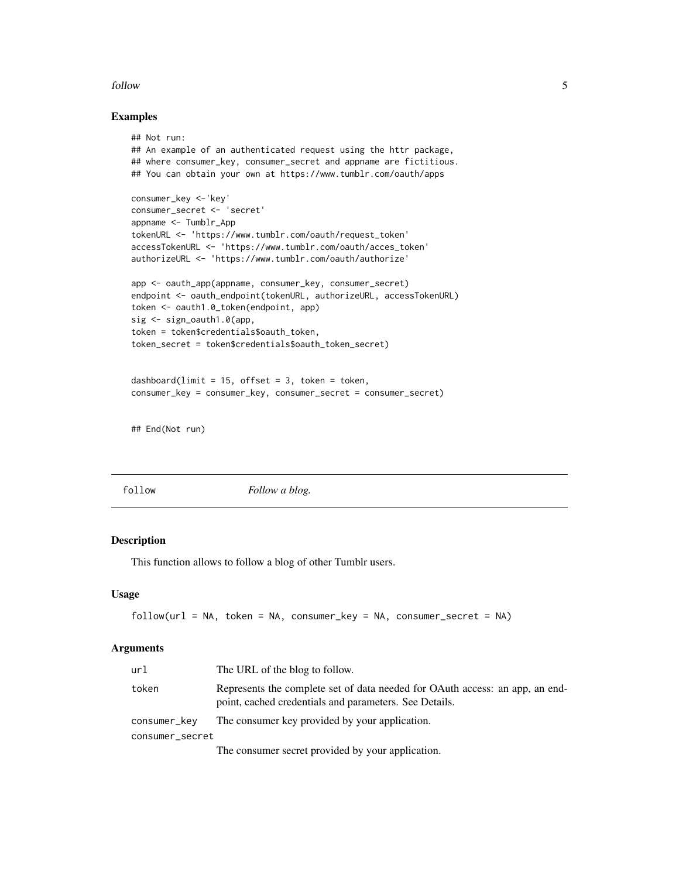### Examples

```
## Not run:
## An example of an authenticated request using the httr package,
## where consumer_key, consumer_secret and appname are fictitious.
## You can obtain your own at https://www.tumblr.com/oauth/apps

consumer_key <-'key'
consumer_secret <- 'secret'
appname <- Tumblr_App
tokenURL <- 'https://www.tumblr.com/oauth/request_token'
accessTokenURL <- 'https://www.tumblr.com/oauth/acces_token'
authorizeURL <- 'https://www.tumblr.com/oauth/authorize'

app <- oauth_app(appname, consumer_key, consumer_secret)
endpoint <- oauth_endpoint(tokenURL, authorizeURL, accessTokenURL)
token <- oauth1.0_token(endpoint, app)
sig <- sign_oauth1.0(app,
token = token$credentials$oauth_token,
token_secret = token$credentials$oauth_token_secret)


dashboard(limit = 15, offset = 3, token = token,
consumer_key = consumer_key, consumer_secret = consumer_secret)


## End(Not run)
```

---

## follow *Follow a blog.*

---

### Description

This function allows to follow a blog of other Tumblr users.

### Usage

```
follow(url = NA, token = NA, consumer_key = NA, consumer_secret = NA)
```

### Arguments

| | |
|---|---|
| url | The URL of the blog to follow. |
| token | Represents the complete set of data needed for OAuth access: an app, an endpoint, cached credentials and parameters. See Details. |
| consumer_key | The consumer key provided by your application. |
| consumer_secret | The consumer secret provided by your application. |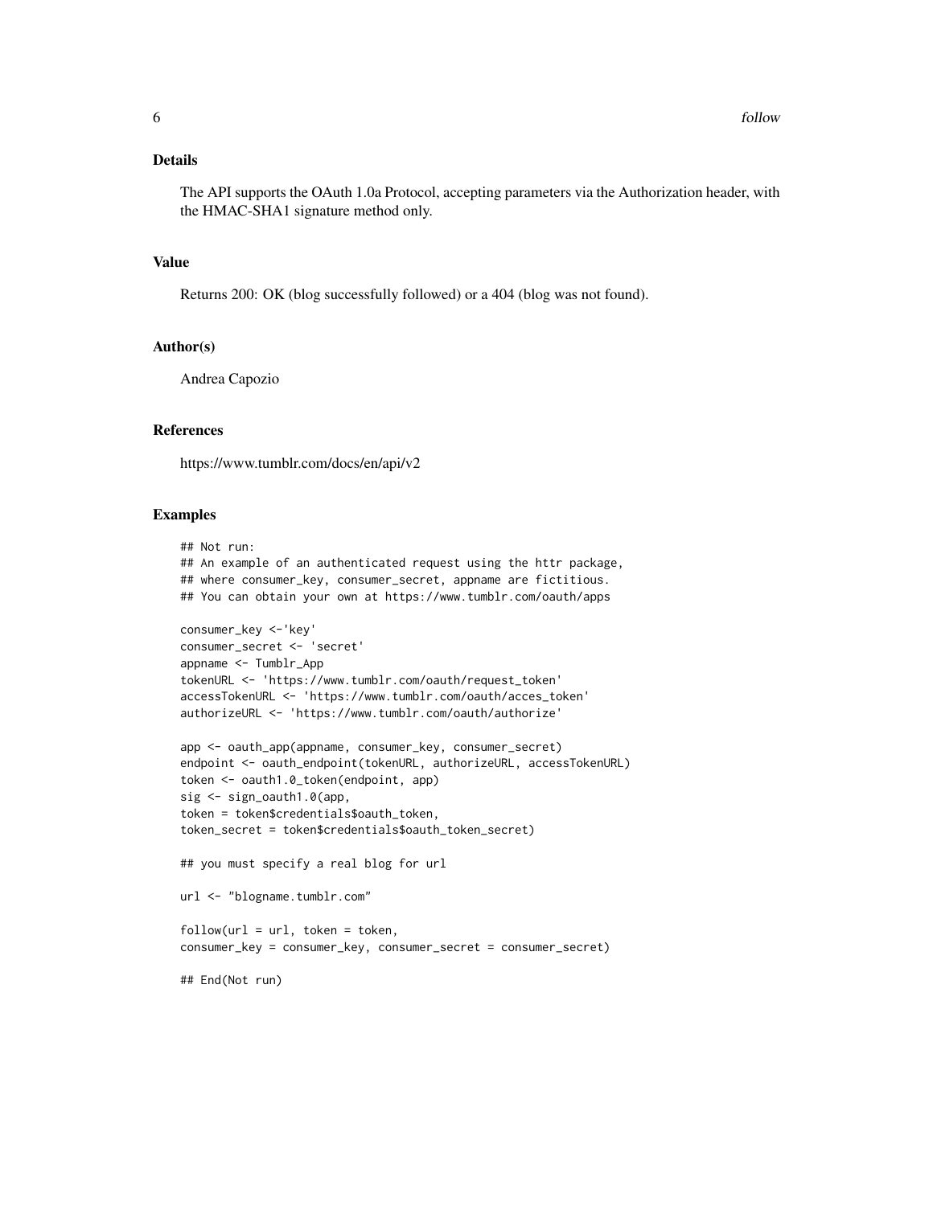## Details

The API supports the OAuth 1.0a Protocol, accepting parameters via the Authorization header, with the HMAC-SHA1 signature method only.

## Value

Returns 200: OK (blog successfully followed) or a 404 (blog was not found).

## Author(s)

Andrea Capozio

## References

https://www.tumblr.com/docs/en/api/v2

## Examples

```
## Not run:
## An example of an authenticated request using the httr package,
## where consumer_key, consumer_secret, appname are fictitious.
## You can obtain your own at https://www.tumblr.com/oauth/apps

consumer_key <-'key'
consumer_secret <- 'secret'
appname <- Tumblr_App
tokenURL <- 'https://www.tumblr.com/oauth/request_token'
accessTokenURL <- 'https://www.tumblr.com/oauth/acces_token'
authorizeURL <- 'https://www.tumblr.com/oauth/authorize'

app <- oauth_app(appname, consumer_key, consumer_secret)
endpoint <- oauth_endpoint(tokenURL, authorizeURL, accessTokenURL)
token <- oauth1.0_token(endpoint, app)
sig <- sign_oauth1.0(app,
token = token$credentials$oauth_token,
token_secret = token$credentials$oauth_token_secret)

## you must specify a real blog for url

url <- "blogname.tumblr.com"

follow(url = url, token = token,
consumer_key = consumer_key, consumer_secret = consumer_secret)

## End(Not run)
```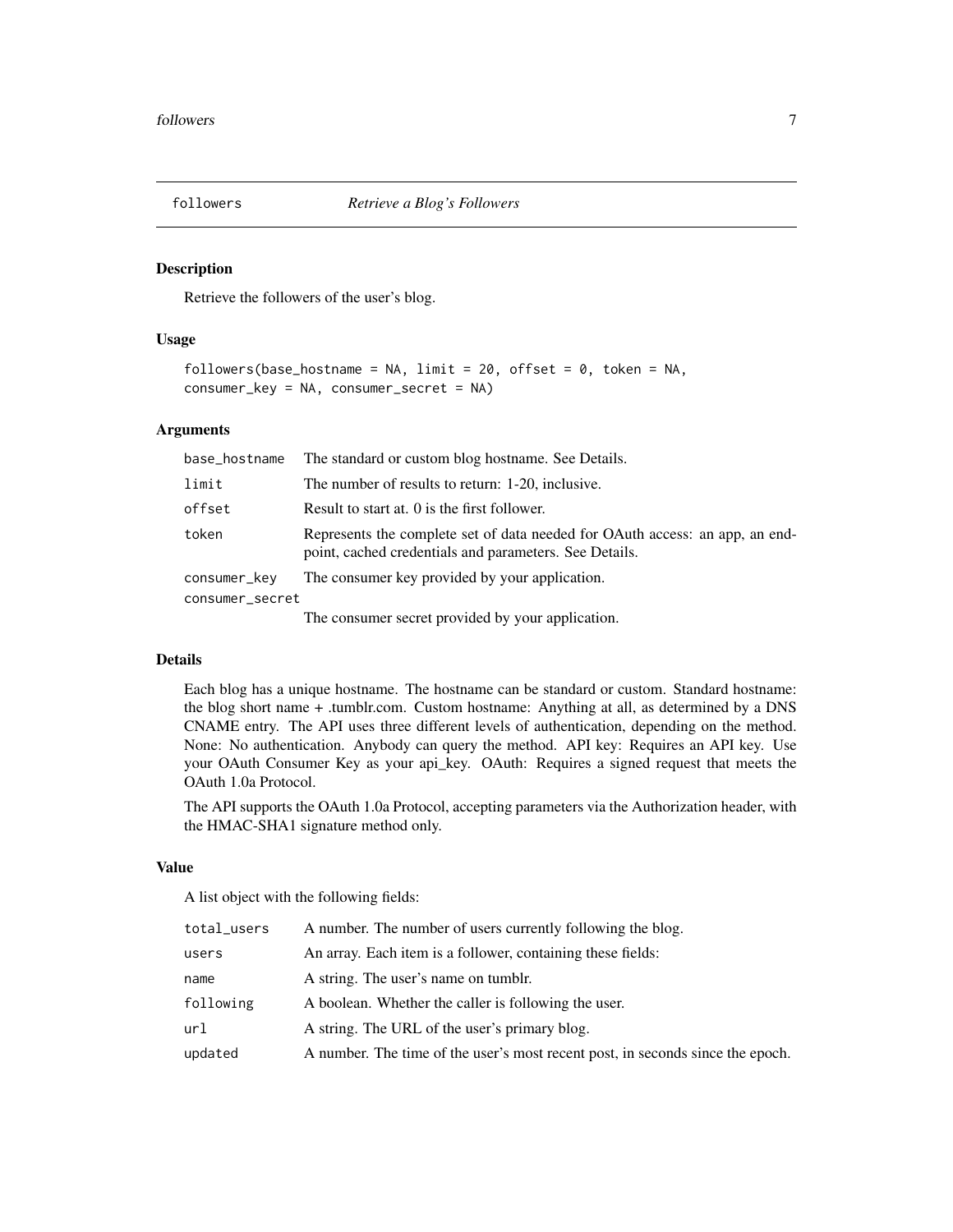# followers — *Retrieve a Blog's Followers*

## Description

Retrieve the followers of the user's blog.

## Usage

```
followers(base_hostname = NA, limit = 20, offset = 0, token = NA,
consumer_key = NA, consumer_secret = NA)
```

## Arguments

| | |
|---|---|
| base_hostname | The standard or custom blog hostname. See Details. |
| limit | The number of results to return: 1-20, inclusive. |
| offset | Result to start at. 0 is the first follower. |
| token | Represents the complete set of data needed for OAuth access: an app, an endpoint, cached credentials and parameters. See Details. |
| consumer_key | The consumer key provided by your application. |
| consumer_secret | The consumer secret provided by your application. |

## Details

Each blog has a unique hostname. The hostname can be standard or custom. Standard hostname: the blog short name + .tumblr.com. Custom hostname: Anything at all, as determined by a DNS CNAME entry. The API uses three different levels of authentication, depending on the method. None: No authentication. Anybody can query the method. API key: Requires an API key. Use your OAuth Consumer Key as your api_key. OAuth: Requires a signed request that meets the OAuth 1.0a Protocol.

The API supports the OAuth 1.0a Protocol, accepting parameters via the Authorization header, with the HMAC-SHA1 signature method only.

## Value

A list object with the following fields:

| | |
|---|---|
| total_users | A number. The number of users currently following the blog. |
| users | An array. Each item is a follower, containing these fields: |
| name | A string. The user's name on tumblr. |
| following | A boolean. Whether the caller is following the user. |
| url | A string. The URL of the user's primary blog. |
| updated | A number. The time of the user's most recent post, in seconds since the epoch. |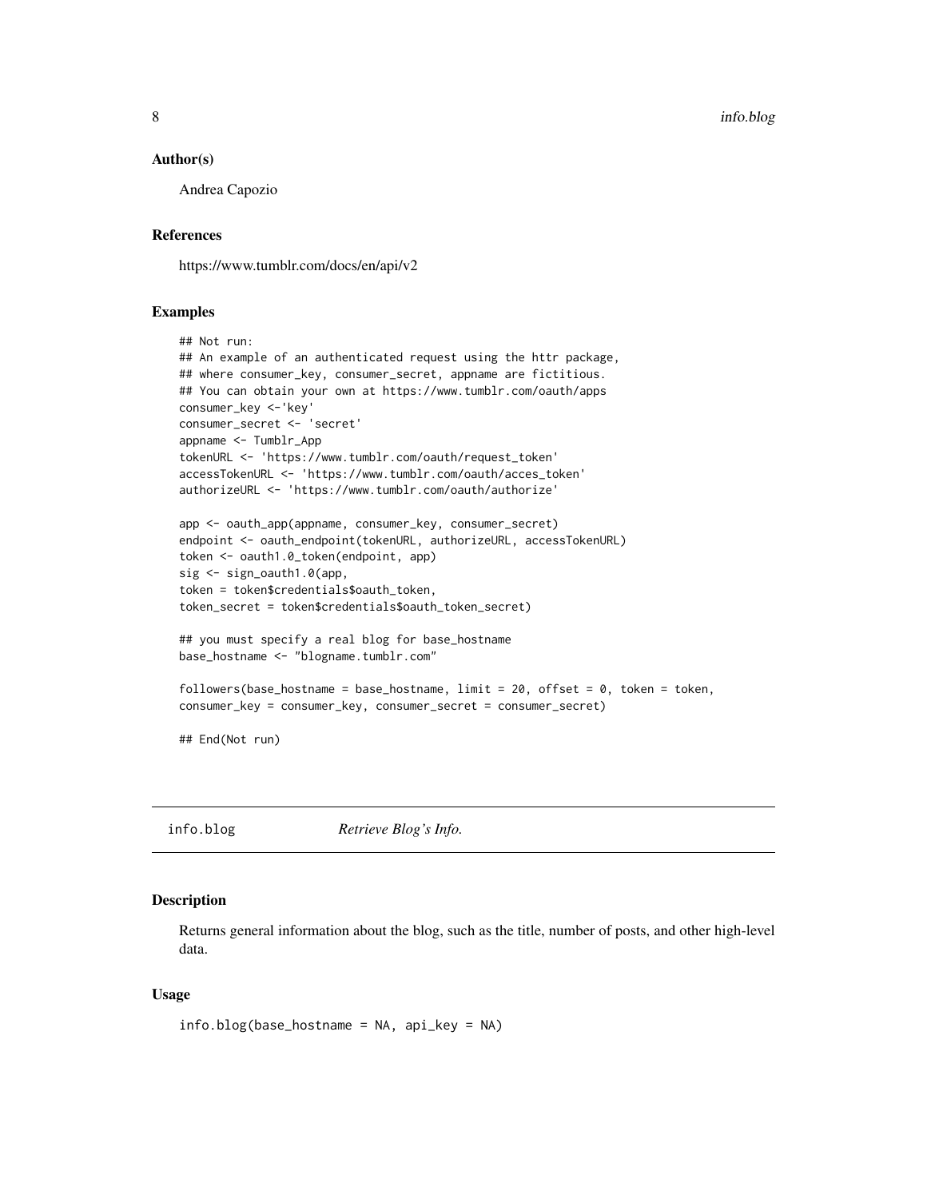### Author(s)

Andrea Capozio

### References

https://www.tumblr.com/docs/en/api/v2

### Examples

```
## Not run:
## An example of an authenticated request using the httr package,
## where consumer_key, consumer_secret, appname are fictitious.
## You can obtain your own at https://www.tumblr.com/oauth/apps
consumer_key <-'key'
consumer_secret <- 'secret'
appname <- Tumblr_App
tokenURL <- 'https://www.tumblr.com/oauth/request_token'
accessTokenURL <- 'https://www.tumblr.com/oauth/acces_token'
authorizeURL <- 'https://www.tumblr.com/oauth/authorize'

app <- oauth_app(appname, consumer_key, consumer_secret)
endpoint <- oauth_endpoint(tokenURL, authorizeURL, accessTokenURL)
token <- oauth1.0_token(endpoint, app)
sig <- sign_oauth1.0(app,
token = token$credentials$oauth_token,
token_secret = token$credentials$oauth_token_secret)

## you must specify a real blog for base_hostname
base_hostname <- "blogname.tumblr.com"

followers(base_hostname = base_hostname, limit = 20, offset = 0, token = token,
consumer_key = consumer_key, consumer_secret = consumer_secret)

## End(Not run)
```

---

## info.blog *Retrieve Blog's Info.*

### Description

Returns general information about the blog, such as the title, number of posts, and other high-level data.

### Usage

```
info.blog(base_hostname = NA, api_key = NA)
```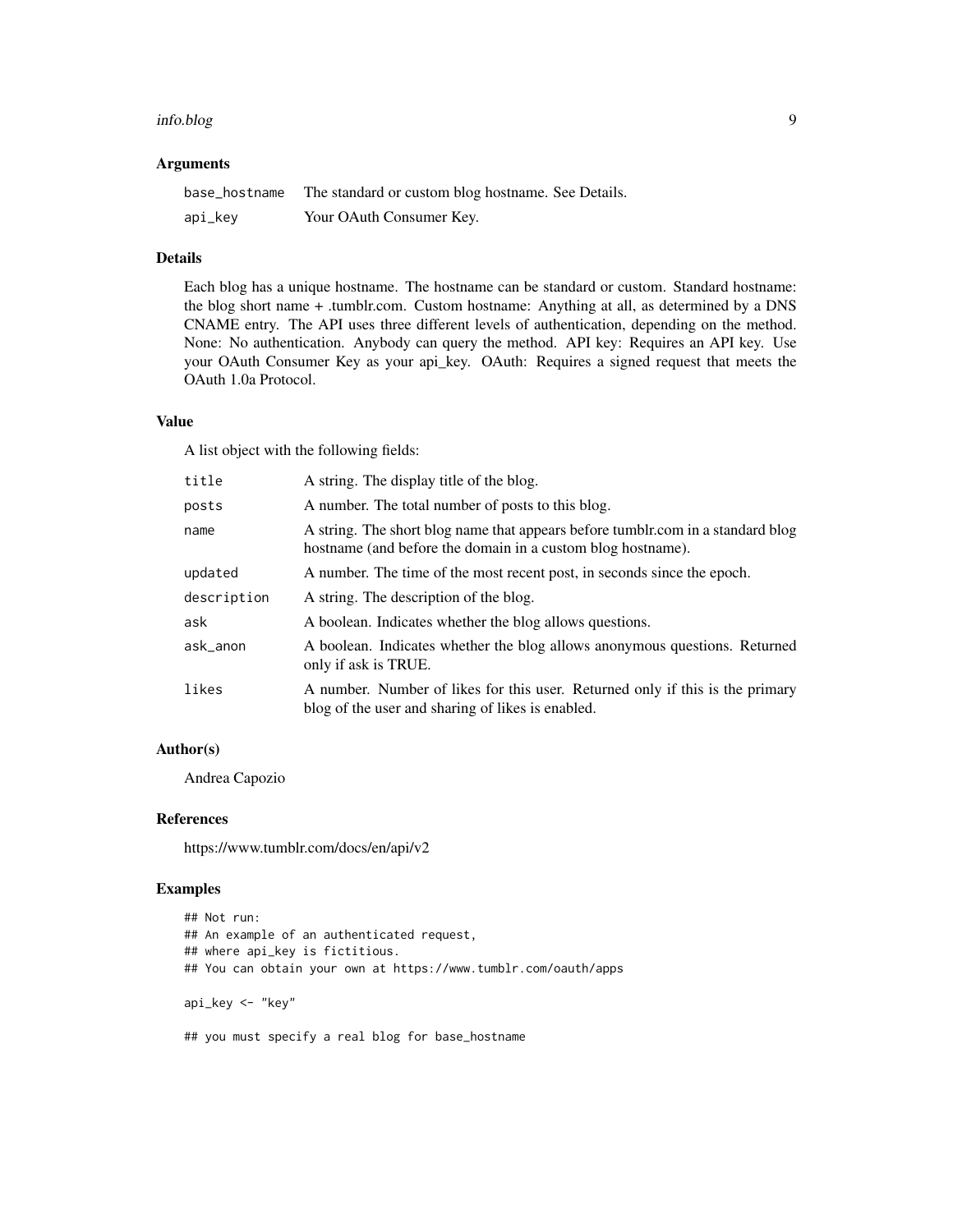### Arguments

| | |
|---|---|
| base_hostname | The standard or custom blog hostname. See Details. |
| api_key | Your OAuth Consumer Key. |

### Details

Each blog has a unique hostname. The hostname can be standard or custom. Standard hostname: the blog short name + .tumblr.com. Custom hostname: Anything at all, as determined by a DNS CNAME entry. The API uses three different levels of authentication, depending on the method. None: No authentication. Anybody can query the method. API key: Requires an API key. Use your OAuth Consumer Key as your api_key. OAuth: Requires a signed request that meets the OAuth 1.0a Protocol.

### Value

A list object with the following fields:

| | |
|---|---|
| title | A string. The display title of the blog. |
| posts | A number. The total number of posts to this blog. |
| name | A string. The short blog name that appears before tumblr.com in a standard blog hostname (and before the domain in a custom blog hostname). |
| updated | A number. The time of the most recent post, in seconds since the epoch. |
| description | A string. The description of the blog. |
| ask | A boolean. Indicates whether the blog allows questions. |
| ask_anon | A boolean. Indicates whether the blog allows anonymous questions. Returned only if ask is TRUE. |
| likes | A number. Number of likes for this user. Returned only if this is the primary blog of the user and sharing of likes is enabled. |

### Author(s)

Andrea Capozio

### References

https://www.tumblr.com/docs/en/api/v2

### Examples

```
## Not run:
## An example of an authenticated request,
## where api_key is fictitious.
## You can obtain your own at https://www.tumblr.com/oauth/apps

api_key <- "key"

## you must specify a real blog for base_hostname
```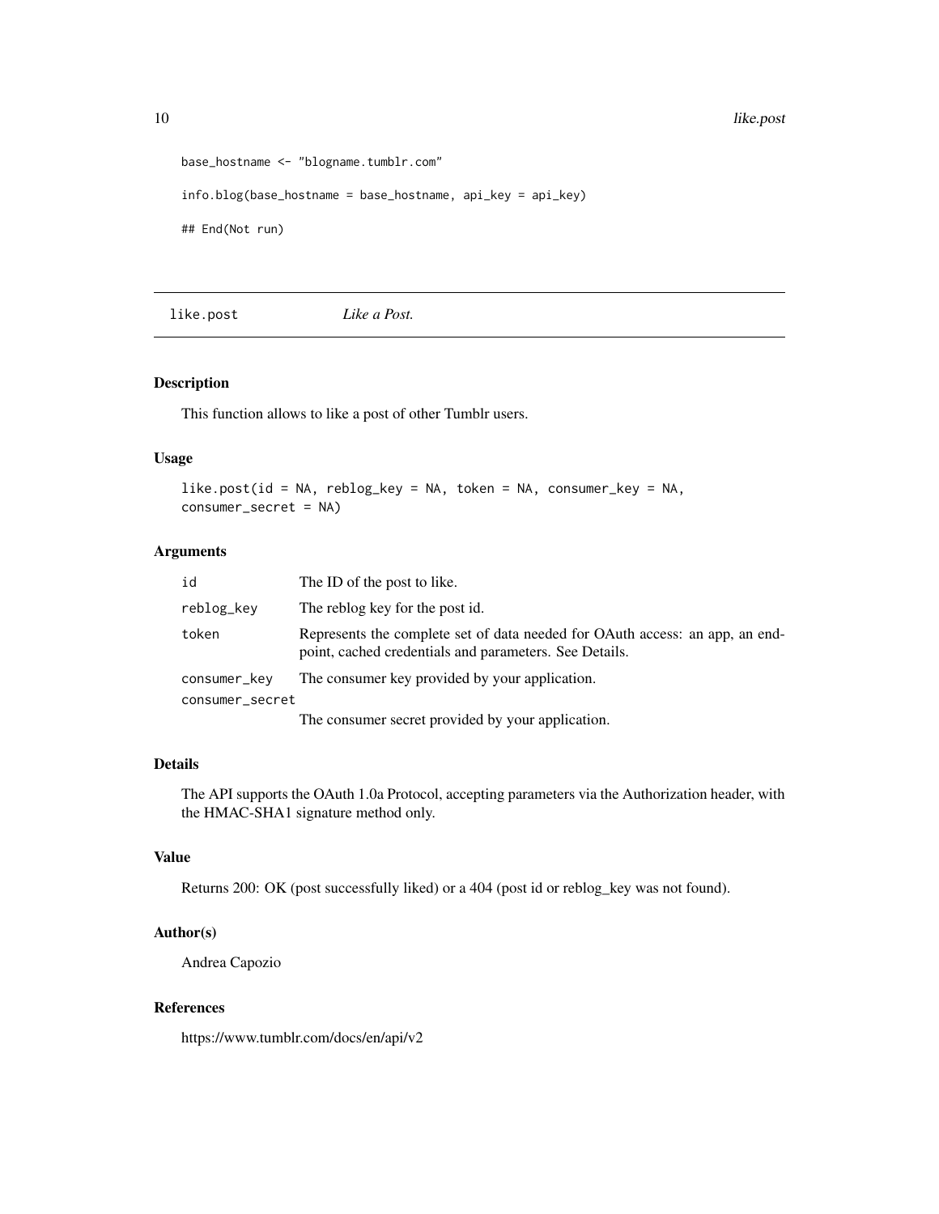```
base_hostname <- "blogname.tumblr.com"

info.blog(base_hostname = base_hostname, api_key = api_key)

## End(Not run)
```

## like.post — *Like a Post.*

### Description

This function allows to like a post of other Tumblr users.

### Usage

```
like.post(id = NA, reblog_key = NA, token = NA, consumer_key = NA,
consumer_secret = NA)
```

### Arguments

| | |
|---|---|
| id | The ID of the post to like. |
| reblog_key | The reblog key for the post id. |
| token | Represents the complete set of data needed for OAuth access: an app, an endpoint, cached credentials and parameters. See Details. |
| consumer_key | The consumer key provided by your application. |
| consumer_secret | The consumer secret provided by your application. |

### Details

The API supports the OAuth 1.0a Protocol, accepting parameters via the Authorization header, with the HMAC-SHA1 signature method only.

### Value

Returns 200: OK (post successfully liked) or a 404 (post id or reblog_key was not found).

### Author(s)

Andrea Capozio

### References

https://www.tumblr.com/docs/en/api/v2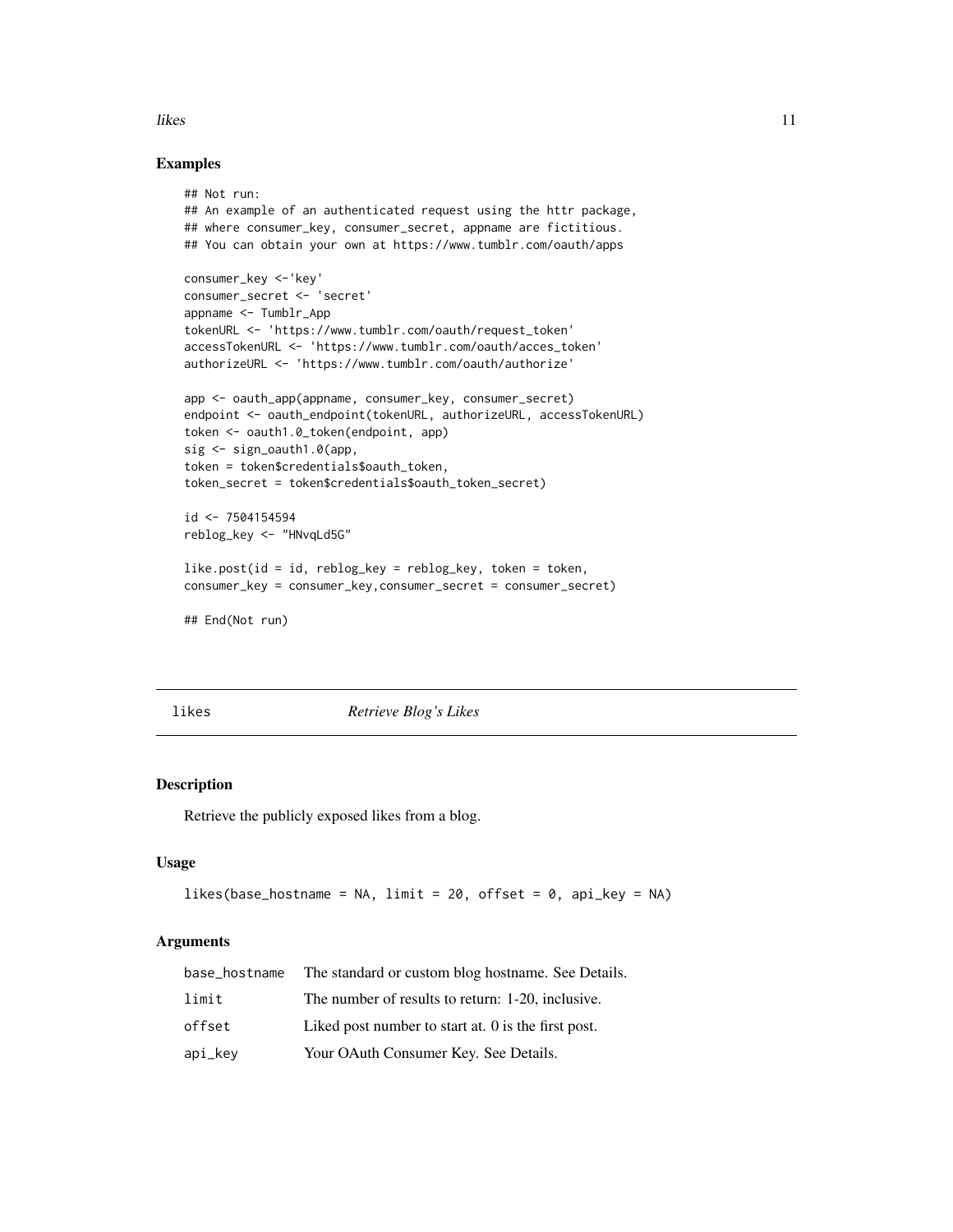## Examples

```
## Not run:
## An example of an authenticated request using the httr package,
## where consumer_key, consumer_secret, appname are fictitious.
## You can obtain your own at https://www.tumblr.com/oauth/apps

consumer_key <-'key'
consumer_secret <- 'secret'
appname <- Tumblr_App
tokenURL <- 'https://www.tumblr.com/oauth/request_token'
accessTokenURL <- 'https://www.tumblr.com/oauth/acces_token'
authorizeURL <- 'https://www.tumblr.com/oauth/authorize'

app <- oauth_app(appname, consumer_key, consumer_secret)
endpoint <- oauth_endpoint(tokenURL, authorizeURL, accessTokenURL)
token <- oauth1.0_token(endpoint, app)
sig <- sign_oauth1.0(app,
token = token$credentials$oauth_token,
token_secret = token$credentials$oauth_token_secret)

id <- 7504154594
reblog_key <- "HNvqLd5G"

like.post(id = id, reblog_key = reblog_key, token = token,
consumer_key = consumer_key,consumer_secret = consumer_secret)

## End(Not run)
```

---

# likes — *Retrieve Blog's Likes*

---

## Description

Retrieve the publicly exposed likes from a blog.

## Usage

```
likes(base_hostname = NA, limit = 20, offset = 0, api_key = NA)
```

## Arguments

| | |
|---|---|
| `base_hostname` | The standard or custom blog hostname. See Details. |
| `limit` | The number of results to return: 1-20, inclusive. |
| `offset` | Liked post number to start at. 0 is the first post. |
| `api_key` | Your OAuth Consumer Key. See Details. |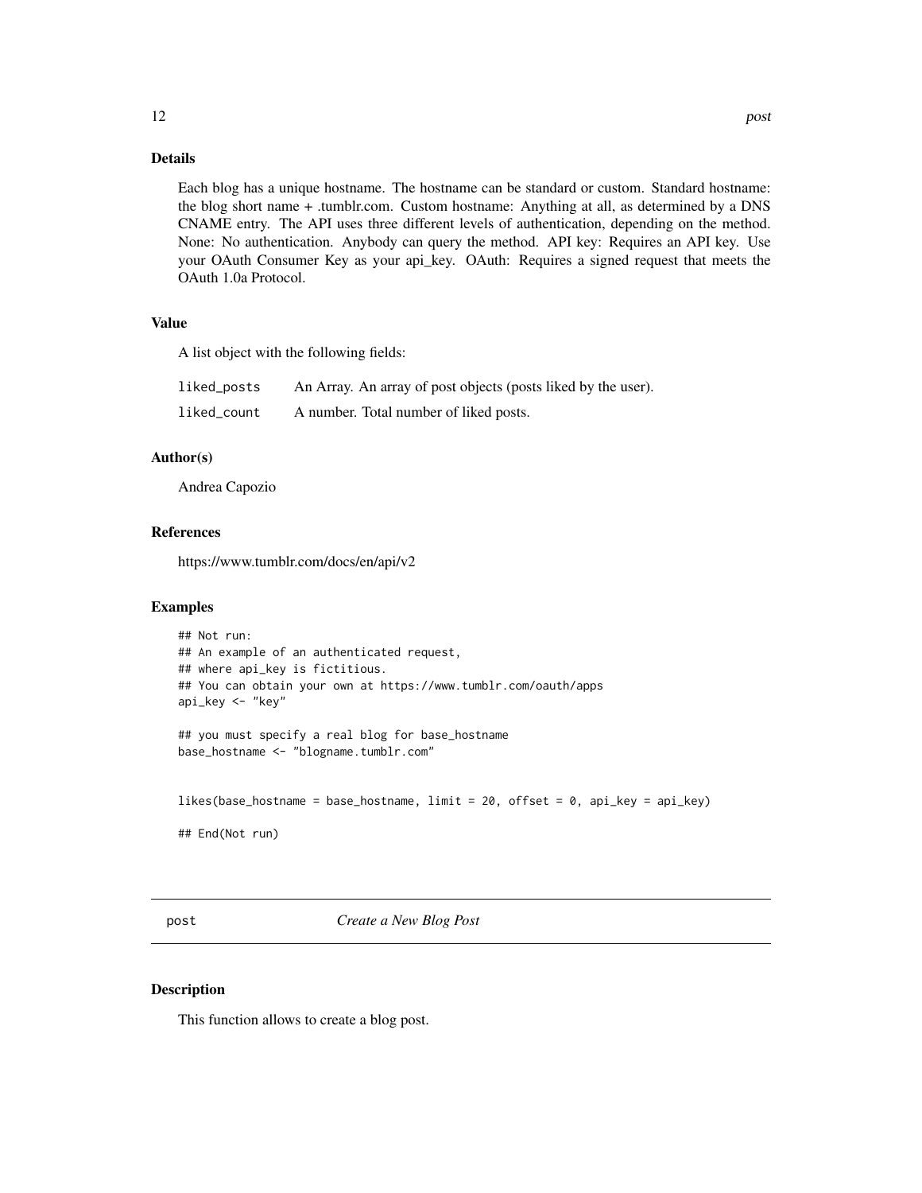### Details

Each blog has a unique hostname. The hostname can be standard or custom. Standard hostname: the blog short name + .tumblr.com. Custom hostname: Anything at all, as determined by a DNS CNAME entry. The API uses three different levels of authentication, depending on the method. None: No authentication. Anybody can query the method. API key: Requires an API key. Use your OAuth Consumer Key as your api_key. OAuth: Requires a signed request that meets the OAuth 1.0a Protocol.

### Value

A list object with the following fields:

| | |
|---|---|
| `liked_posts` | An Array. An array of post objects (posts liked by the user). |
| `liked_count` | A number. Total number of liked posts. |

### Author(s)

Andrea Capozio

### References

https://www.tumblr.com/docs/en/api/v2

### Examples

```
## Not run:
## An example of an authenticated request,
## where api_key is fictitious.
## You can obtain your own at https://www.tumblr.com/oauth/apps
api_key <- "key"

## you must specify a real blog for base_hostname
base_hostname <- "blogname.tumblr.com"


likes(base_hostname = base_hostname, limit = 20, offset = 0, api_key = api_key)

## End(Not run)
```

---

## post — *Create a New Blog Post*

### Description

This function allows to create a blog post.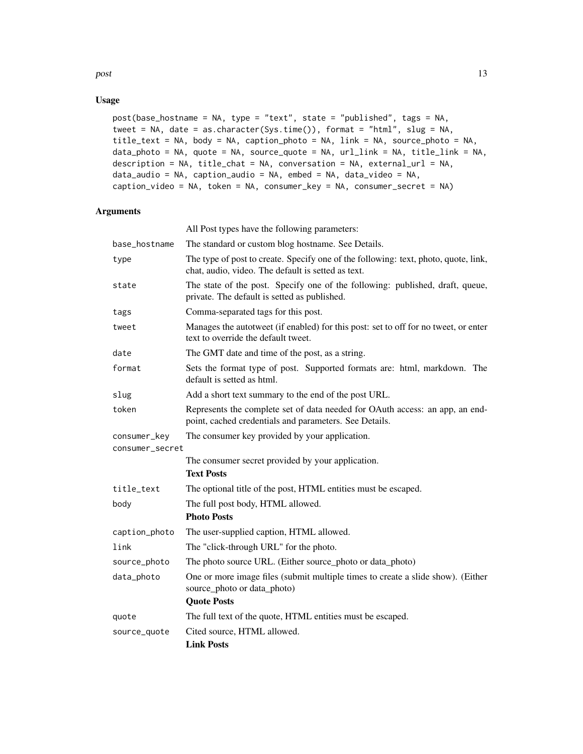## Usage

```
post(base_hostname = NA, type = "text", state = "published", tags = NA,
tweet = NA, date = as.character(Sys.time()), format = "html", slug = NA,
title_text = NA, body = NA, caption_photo = NA, link = NA, source_photo = NA,
data_photo = NA, quote = NA, source_quote = NA, url_link = NA, title_link = NA,
description = NA, title_chat = NA, conversation = NA, external_url = NA,
data_audio = NA, caption_audio = NA, embed = NA, data_video = NA,
caption_video = NA, token = NA, consumer_key = NA, consumer_secret = NA)
```

## Arguments

All Post types have the following parameters:

| Argument | Description |
| --- | --- |
| base_hostname | The standard or custom blog hostname. See Details. |
| type | The type of post to create. Specify one of the following: text, photo, quote, link, chat, audio, video. The default is setted as text. |
| state | The state of the post. Specify one of the following: published, draft, queue, private. The default is setted as published. |
| tags | Comma-separated tags for this post. |
| tweet | Manages the autotweet (if enabled) for this post: set to off for no tweet, or enter text to override the default tweet. |
| date | The GMT date and time of the post, as a string. |
| format | Sets the format type of post. Supported formats are: html, markdown. The default is setted as html. |
| slug | Add a short text summary to the end of the post URL. |
| token | Represents the complete set of data needed for OAuth access: an app, an endpoint, cached credentials and parameters. See Details. |
| consumer_key | The consumer key provided by your application. |
| consumer_secret | The consumer secret provided by your application. |

**Text Posts**

| Argument | Description |
| --- | --- |
| title_text | The optional title of the post, HTML entities must be escaped. |
| body | The full post body, HTML allowed. |

**Photo Posts**

| Argument | Description |
| --- | --- |
| caption_photo | The user-supplied caption, HTML allowed. |
| link | The "click-through URL" for the photo. |
| source_photo | The photo source URL. (Either source_photo or data_photo) |
| data_photo | One or more image files (submit multiple times to create a slide show). (Either source_photo or data_photo) |

**Quote Posts**

| Argument | Description |
| --- | --- |
| quote | The full text of the quote, HTML entities must be escaped. |
| source_quote | Cited source, HTML allowed. |

**Link Posts**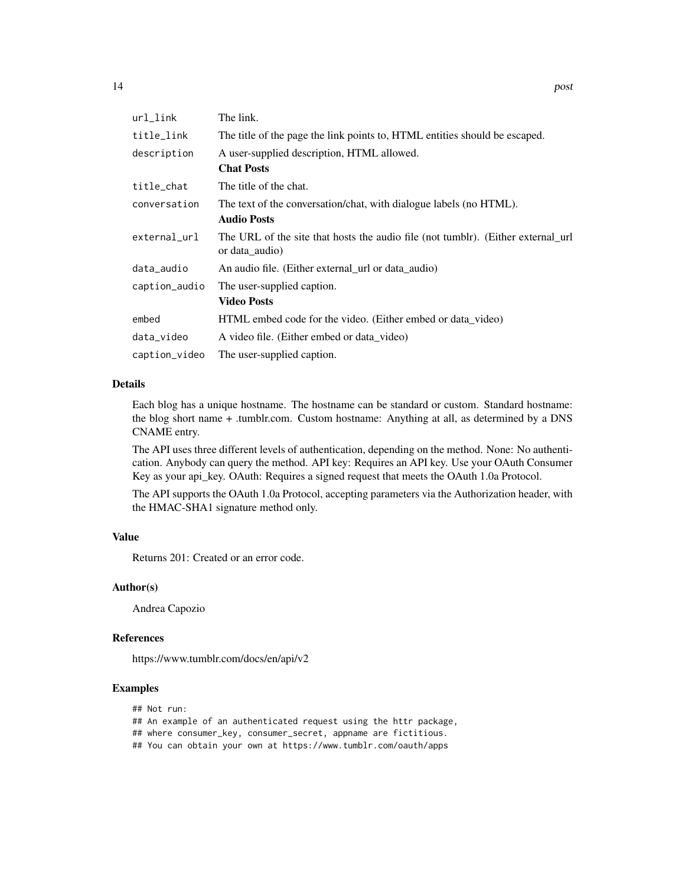| | |
|---|---|
| url_link | The link. |
| title_link | The title of the page the link points to, HTML entities should be escaped. |
| description | A user-supplied description, HTML allowed. |
| | **Chat Posts** |
| title_chat | The title of the chat. |
| conversation | The text of the conversation/chat, with dialogue labels (no HTML). |
| | **Audio Posts** |
| external_url | The URL of the site that hosts the audio file (not tumblr). (Either external_url or data_audio) |
| data_audio | An audio file. (Either external_url or data_audio) |
| caption_audio | The user-supplied caption. |
| | **Video Posts** |
| embed | HTML embed code for the video. (Either embed or data_video) |
| data_video | A video file. (Either embed or data_video) |
| caption_video | The user-supplied caption. |

### Details

Each blog has a unique hostname. The hostname can be standard or custom. Standard hostname: the blog short name + .tumblr.com. Custom hostname: Anything at all, as determined by a DNS CNAME entry.

The API uses three different levels of authentication, depending on the method. None: No authentication. Anybody can query the method. API key: Requires an API key. Use your OAuth Consumer Key as your api_key. OAuth: Requires a signed request that meets the OAuth 1.0a Protocol.

The API supports the OAuth 1.0a Protocol, accepting parameters via the Authorization header, with the HMAC-SHA1 signature method only.

### Value

Returns 201: Created or an error code.

### Author(s)

Andrea Capozio

### References

https://www.tumblr.com/docs/en/api/v2

### Examples

```
## Not run:
## An example of an authenticated request using the httr package,
## where consumer_key, consumer_secret, appname are fictitious.
## You can obtain your own at https://www.tumblr.com/oauth/apps
```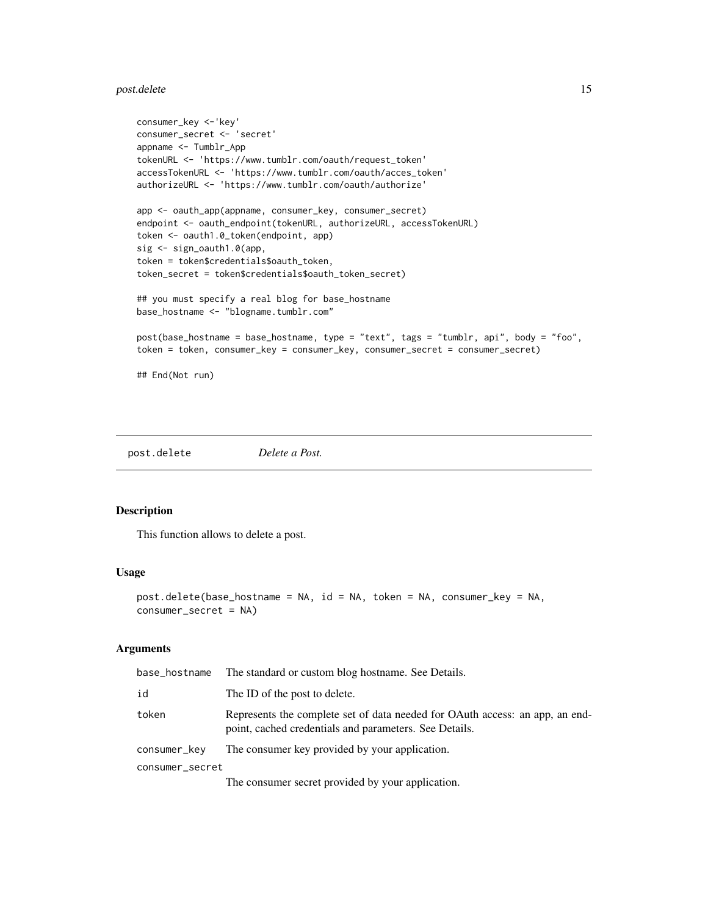```
consumer_key <-'key'
consumer_secret <- 'secret'
appname <- Tumblr_App
tokenURL <- 'https://www.tumblr.com/oauth/request_token'
accessTokenURL <- 'https://www.tumblr.com/oauth/acces_token'
authorizeURL <- 'https://www.tumblr.com/oauth/authorize'

app <- oauth_app(appname, consumer_key, consumer_secret)
endpoint <- oauth_endpoint(tokenURL, authorizeURL, accessTokenURL)
token <- oauth1.0_token(endpoint, app)
sig <- sign_oauth1.0(app,
token = token$credentials$oauth_token,
token_secret = token$credentials$oauth_token_secret)

## you must specify a real blog for base_hostname
base_hostname <- "blogname.tumblr.com"

post(base_hostname = base_hostname, type = "text", tags = "tumblr, api", body = "foo",
token = token, consumer_key = consumer_key, consumer_secret = consumer_secret)

## End(Not run)
```

---

## post.delete *Delete a Post.*

### Description

This function allows to delete a post.

### Usage

```
post.delete(base_hostname = NA, id = NA, token = NA, consumer_key = NA,
consumer_secret = NA)
```

### Arguments

| | |
|---|---|
| base_hostname | The standard or custom blog hostname. See Details. |
| id | The ID of the post to delete. |
| token | Represents the complete set of data needed for OAuth access: an app, an endpoint, cached credentials and parameters. See Details. |
| consumer_key | The consumer key provided by your application. |
| consumer_secret | The consumer secret provided by your application. |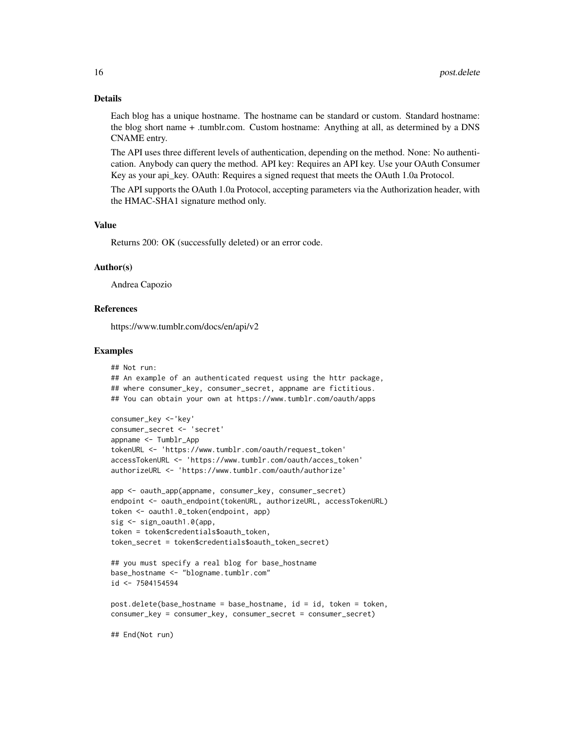### Details

Each blog has a unique hostname. The hostname can be standard or custom. Standard hostname: the blog short name + .tumblr.com. Custom hostname: Anything at all, as determined by a DNS CNAME entry.

The API uses three different levels of authentication, depending on the method. None: No authentication. Anybody can query the method. API key: Requires an API key. Use your OAuth Consumer Key as your api_key. OAuth: Requires a signed request that meets the OAuth 1.0a Protocol.

The API supports the OAuth 1.0a Protocol, accepting parameters via the Authorization header, with the HMAC-SHA1 signature method only.

### Value

Returns 200: OK (successfully deleted) or an error code.

### Author(s)

Andrea Capozio

### References

https://www.tumblr.com/docs/en/api/v2

### Examples

```
## Not run:
## An example of an authenticated request using the httr package,
## where consumer_key, consumer_secret, appname are fictitious.
## You can obtain your own at https://www.tumblr.com/oauth/apps

consumer_key <-'key'
consumer_secret <- 'secret'
appname <- Tumblr_App
tokenURL <- 'https://www.tumblr.com/oauth/request_token'
accessTokenURL <- 'https://www.tumblr.com/oauth/acces_token'
authorizeURL <- 'https://www.tumblr.com/oauth/authorize'

app <- oauth_app(appname, consumer_key, consumer_secret)
endpoint <- oauth_endpoint(tokenURL, authorizeURL, accessTokenURL)
token <- oauth1.0_token(endpoint, app)
sig <- sign_oauth1.0(app,
token = token$credentials$oauth_token,
token_secret = token$credentials$oauth_token_secret)

## you must specify a real blog for base_hostname
base_hostname <- "blogname.tumblr.com"
id <- 7504154594

post.delete(base_hostname = base_hostname, id = id, token = token,
consumer_key = consumer_key, consumer_secret = consumer_secret)

## End(Not run)
```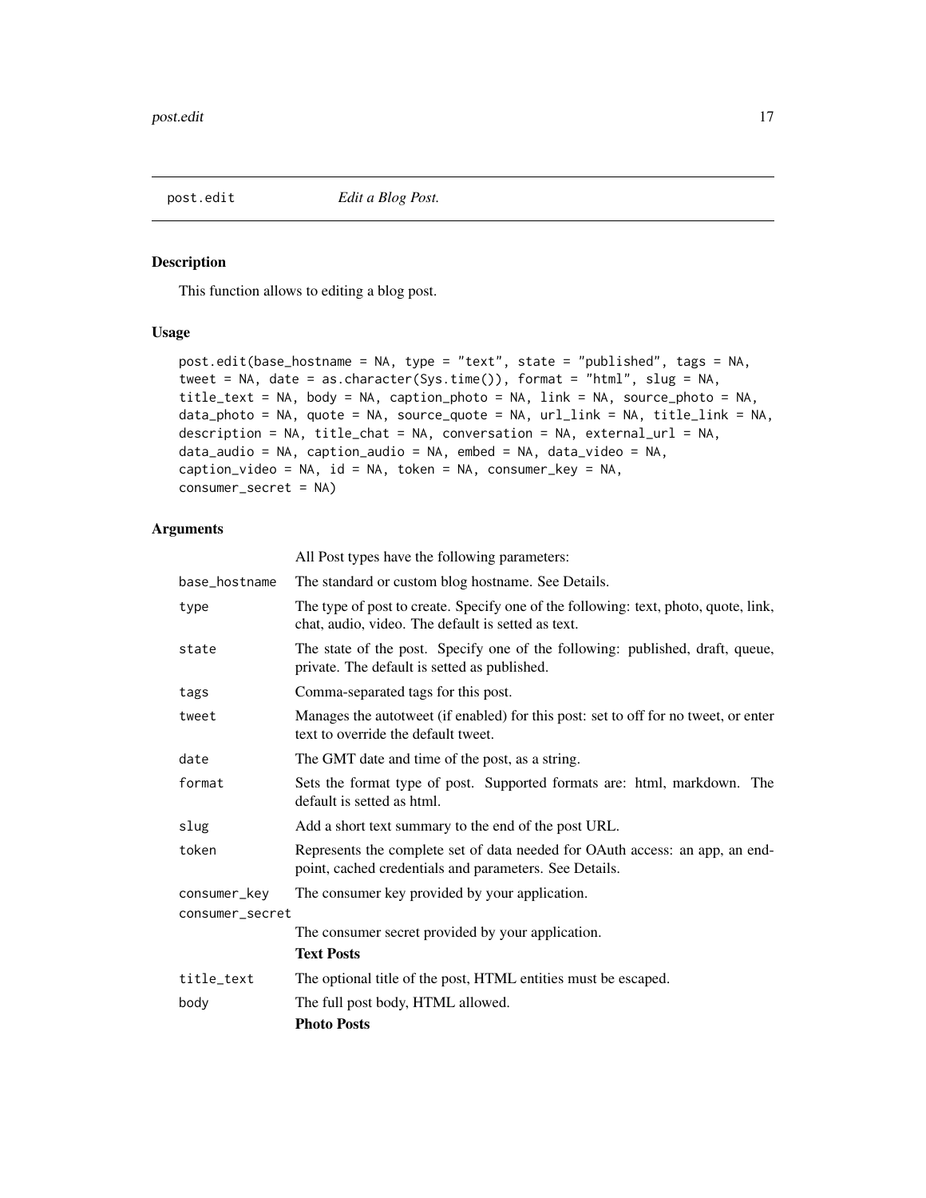## post.edit *Edit a Blog Post.*

### Description

This function allows to editing a blog post.

### Usage

```
post.edit(base_hostname = NA, type = "text", state = "published", tags = NA,
tweet = NA, date = as.character(Sys.time()), format = "html", slug = NA,
title_text = NA, body = NA, caption_photo = NA, link = NA, source_photo = NA,
data_photo = NA, quote = NA, source_quote = NA, url_link = NA, title_link = NA,
description = NA, title_chat = NA, conversation = NA, external_url = NA,
data_audio = NA, caption_audio = NA, embed = NA, data_video = NA,
caption_video = NA, id = NA, token = NA, consumer_key = NA,
consumer_secret = NA)
```

### Arguments

All Post types have the following parameters:

| | |
|---|---|
| base_hostname | The standard or custom blog hostname. See Details. |
| type | The type of post to create. Specify one of the following: text, photo, quote, link, chat, audio, video. The default is setted as text. |
| state | The state of the post. Specify one of the following: published, draft, queue, private. The default is setted as published. |
| tags | Comma-separated tags for this post. |
| tweet | Manages the autotweet (if enabled) for this post: set to off for no tweet, or enter text to override the default tweet. |
| date | The GMT date and time of the post, as a string. |
| format | Sets the format type of post. Supported formats are: html, markdown. The default is setted as html. |
| slug | Add a short text summary to the end of the post URL. |
| token | Represents the complete set of data needed for OAuth access: an app, an endpoint, cached credentials and parameters. See Details. |
| consumer_key | The consumer key provided by your application. |
| consumer_secret | The consumer secret provided by your application. |

**Text Posts**

| | |
|---|---|
| title_text | The optional title of the post, HTML entities must be escaped. |
| body | The full post body, HTML allowed. |

**Photo Posts**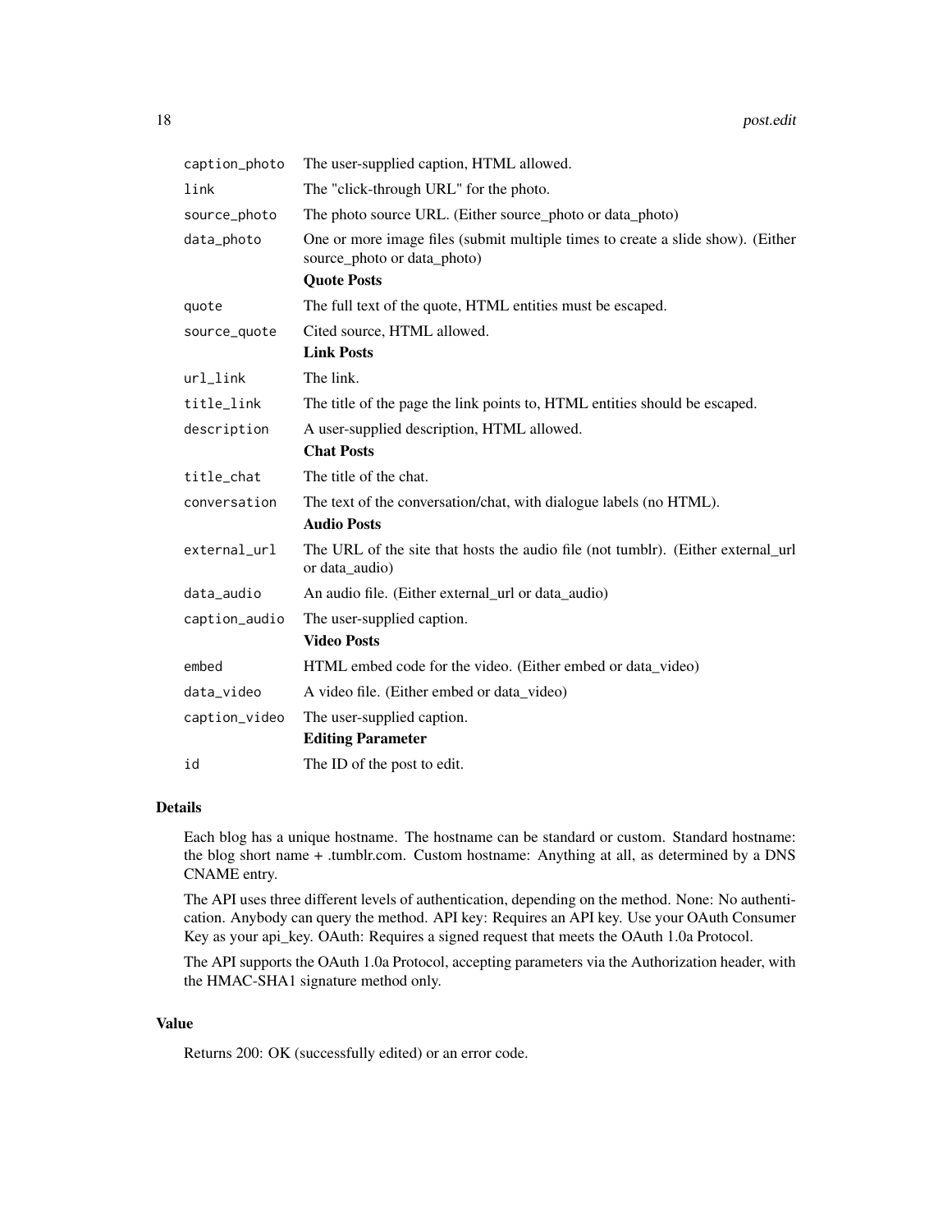| | |
|---|---|
| `caption_photo` | The user-supplied caption, HTML allowed. |
| `link` | The "click-through URL" for the photo. |
| `source_photo` | The photo source URL. (Either source_photo or data_photo) |
| `data_photo` | One or more image files (submit multiple times to create a slide show). (Either source_photo or data_photo) |
| | **Quote Posts** |
| `quote` | The full text of the quote, HTML entities must be escaped. |
| `source_quote` | Cited source, HTML allowed. |
| | **Link Posts** |
| `url_link` | The link. |
| `title_link` | The title of the page the link points to, HTML entities should be escaped. |
| `description` | A user-supplied description, HTML allowed. |
| | **Chat Posts** |
| `title_chat` | The title of the chat. |
| `conversation` | The text of the conversation/chat, with dialogue labels (no HTML). |
| | **Audio Posts** |
| `external_url` | The URL of the site that hosts the audio file (not tumblr). (Either external_url or data_audio) |
| `data_audio` | An audio file. (Either external_url or data_audio) |
| `caption_audio` | The user-supplied caption. |
| | **Video Posts** |
| `embed` | HTML embed code for the video. (Either embed or data_video) |
| `data_video` | A video file. (Either embed or data_video) |
| `caption_video` | The user-supplied caption. |
| | **Editing Parameter** |
| `id` | The ID of the post to edit. |

## Details

Each blog has a unique hostname. The hostname can be standard or custom. Standard hostname: the blog short name + .tumblr.com. Custom hostname: Anything at all, as determined by a DNS CNAME entry.

The API uses three different levels of authentication, depending on the method. None: No authentication. Anybody can query the method. API key: Requires an API key. Use your OAuth Consumer Key as your api_key. OAuth: Requires a signed request that meets the OAuth 1.0a Protocol.

The API supports the OAuth 1.0a Protocol, accepting parameters via the Authorization header, with the HMAC-SHA1 signature method only.

## Value

Returns 200: OK (successfully edited) or an error code.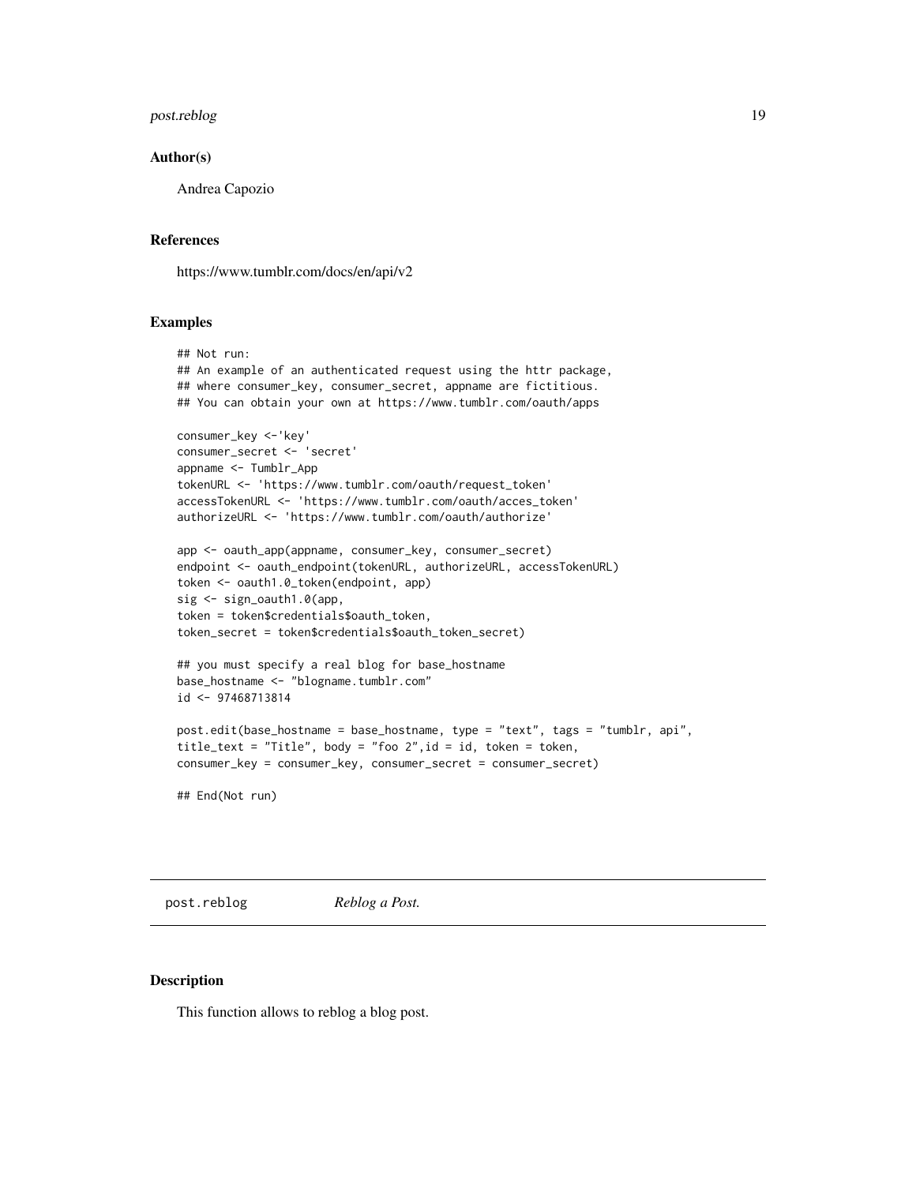## Author(s)

Andrea Capozio

## References

https://www.tumblr.com/docs/en/api/v2

## Examples

```
## Not run:
## An example of an authenticated request using the httr package,
## where consumer_key, consumer_secret, appname are fictitious.
## You can obtain your own at https://www.tumblr.com/oauth/apps

consumer_key <-'key'
consumer_secret <- 'secret'
appname <- Tumblr_App
tokenURL <- 'https://www.tumblr.com/oauth/request_token'
accessTokenURL <- 'https://www.tumblr.com/oauth/acces_token'
authorizeURL <- 'https://www.tumblr.com/oauth/authorize'

app <- oauth_app(appname, consumer_key, consumer_secret)
endpoint <- oauth_endpoint(tokenURL, authorizeURL, accessTokenURL)
token <- oauth1.0_token(endpoint, app)
sig <- sign_oauth1.0(app,
token = token$credentials$oauth_token,
token_secret = token$credentials$oauth_token_secret)

## you must specify a real blog for base_hostname
base_hostname <- "blogname.tumblr.com"
id <- 97468713814

post.edit(base_hostname = base_hostname, type = "text", tags = "tumblr, api",
title_text = "Title", body = "foo 2",id = id, token = token,
consumer_key = consumer_key, consumer_secret = consumer_secret)

## End(Not run)
```

---

# post.reblog *Reblog a Post.*

---

## Description

This function allows to reblog a blog post.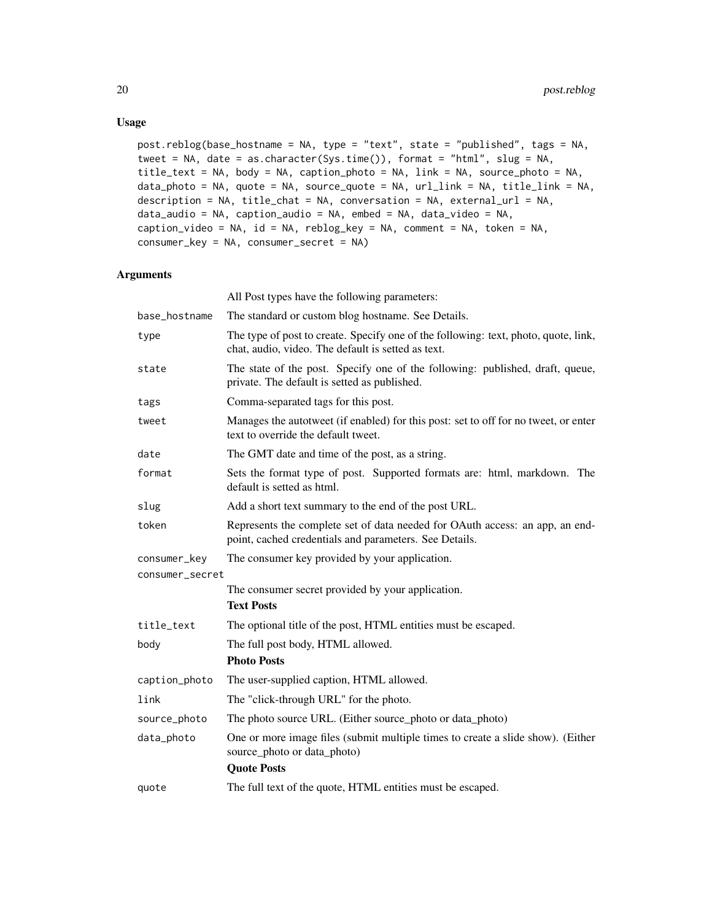## Usage

```
post.reblog(base_hostname = NA, type = "text", state = "published", tags = NA,
tweet = NA, date = as.character(Sys.time()), format = "html", slug = NA,
title_text = NA, body = NA, caption_photo = NA, link = NA, source_photo = NA,
data_photo = NA, quote = NA, source_quote = NA, url_link = NA, title_link = NA,
description = NA, title_chat = NA, conversation = NA, external_url = NA,
data_audio = NA, caption_audio = NA, embed = NA, data_video = NA,
caption_video = NA, id = NA, reblog_key = NA, comment = NA, token = NA,
consumer_key = NA, consumer_secret = NA)
```

## Arguments

All Post types have the following parameters:

| | |
|---|---|
| base_hostname | The standard or custom blog hostname. See Details. |
| type | The type of post to create. Specify one of the following: text, photo, quote, link, chat, audio, video. The default is setted as text. |
| state | The state of the post. Specify one of the following: published, draft, queue, private. The default is setted as published. |
| tags | Comma-separated tags for this post. |
| tweet | Manages the autotweet (if enabled) for this post: set to off for no tweet, or enter text to override the default tweet. |
| date | The GMT date and time of the post, as a string. |
| format | Sets the format type of post. Supported formats are: html, markdown. The default is setted as html. |
| slug | Add a short text summary to the end of the post URL. |
| token | Represents the complete set of data needed for OAuth access: an app, an endpoint, cached credentials and parameters. See Details. |
| consumer_key | The consumer key provided by your application. |
| consumer_secret | The consumer secret provided by your application. |

**Text Posts**

| | |
|---|---|
| title_text | The optional title of the post, HTML entities must be escaped. |
| body | The full post body, HTML allowed. |

**Photo Posts**

| | |
|---|---|
| caption_photo | The user-supplied caption, HTML allowed. |
| link | The "click-through URL" for the photo. |
| source_photo | The photo source URL. (Either source_photo or data_photo) |
| data_photo | One or more image files (submit multiple times to create a slide show). (Either source_photo or data_photo) |

**Quote Posts**

| | |
|---|---|
| quote | The full text of the quote, HTML entities must be escaped. |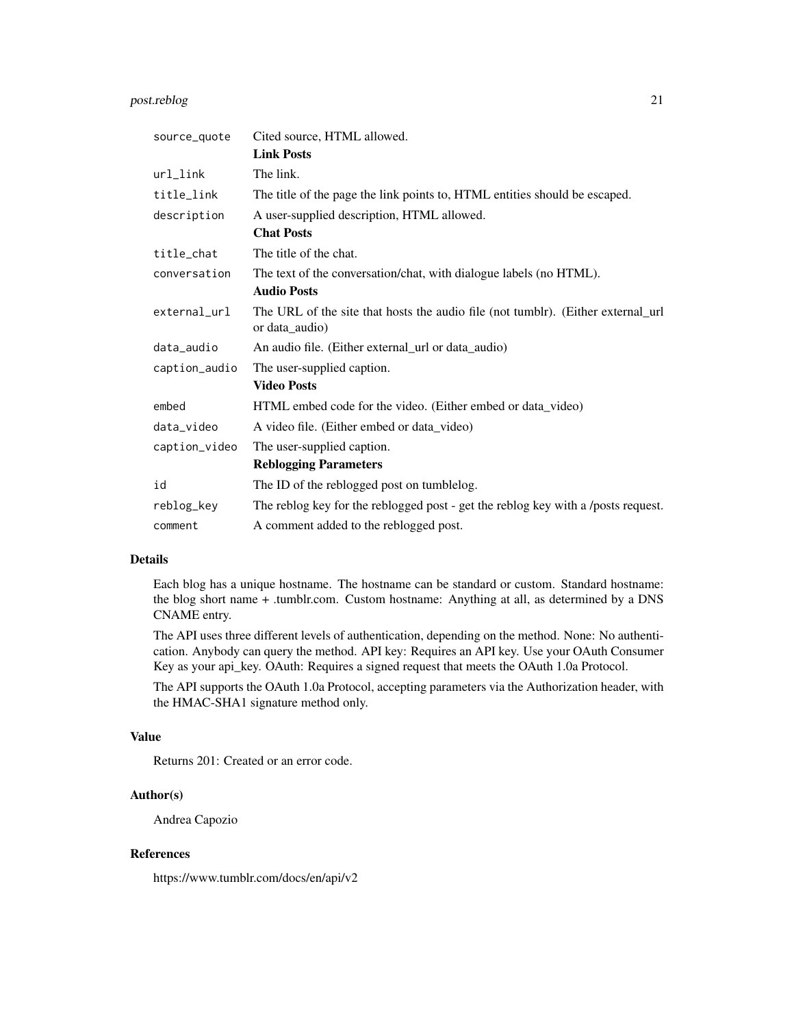| | |
|---|---|
| `source_quote` | Cited source, HTML allowed. |
| | **Link Posts** |
| `url_link` | The link. |
| `title_link` | The title of the page the link points to, HTML entities should be escaped. |
| `description` | A user-supplied description, HTML allowed. |
| | **Chat Posts** |
| `title_chat` | The title of the chat. |
| `conversation` | The text of the conversation/chat, with dialogue labels (no HTML). |
| | **Audio Posts** |
| `external_url` | The URL of the site that hosts the audio file (not tumblr). (Either external_url or data_audio) |
| `data_audio` | An audio file. (Either external_url or data_audio) |
| `caption_audio` | The user-supplied caption. |
| | **Video Posts** |
| `embed` | HTML embed code for the video. (Either embed or data_video) |
| `data_video` | A video file. (Either embed or data_video) |
| `caption_video` | The user-supplied caption. |
| | **Reblogging Parameters** |
| `id` | The ID of the reblogged post on tumblelog. |
| `reblog_key` | The reblog key for the reblogged post - get the reblog key with a /posts request. |
| `comment` | A comment added to the reblogged post. |

## Details

Each blog has a unique hostname. The hostname can be standard or custom. Standard hostname: the blog short name + .tumblr.com. Custom hostname: Anything at all, as determined by a DNS CNAME entry.

The API uses three different levels of authentication, depending on the method. None: No authentication. Anybody can query the method. API key: Requires an API key. Use your OAuth Consumer Key as your api_key. OAuth: Requires a signed request that meets the OAuth 1.0a Protocol.

The API supports the OAuth 1.0a Protocol, accepting parameters via the Authorization header, with the HMAC-SHA1 signature method only.

## Value

Returns 201: Created or an error code.

## Author(s)

Andrea Capozio

## References

https://www.tumblr.com/docs/en/api/v2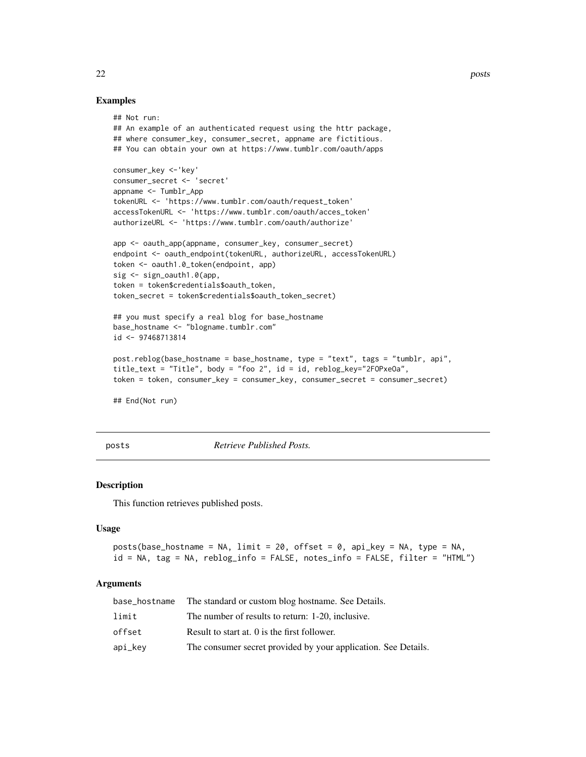## Examples

```
## Not run:
## An example of an authenticated request using the httr package,
## where consumer_key, consumer_secret, appname are fictitious.
## You can obtain your own at https://www.tumblr.com/oauth/apps

consumer_key <-'key'
consumer_secret <- 'secret'
appname <- Tumblr_App
tokenURL <- 'https://www.tumblr.com/oauth/request_token'
accessTokenURL <- 'https://www.tumblr.com/oauth/acces_token'
authorizeURL <- 'https://www.tumblr.com/oauth/authorize'

app <- oauth_app(appname, consumer_key, consumer_secret)
endpoint <- oauth_endpoint(tokenURL, authorizeURL, accessTokenURL)
token <- oauth1.0_token(endpoint, app)
sig <- sign_oauth1.0(app,
token = token$credentials$oauth_token,
token_secret = token$credentials$oauth_token_secret)

## you must specify a real blog for base_hostname
base_hostname <- "blogname.tumblr.com"
id <- 97468713814

post.reblog(base_hostname = base_hostname, type = "text", tags = "tumblr, api",
title_text = "Title", body = "foo 2", id = id, reblog_key="2FOPxeOa",
token = token, consumer_key = consumer_key, consumer_secret = consumer_secret)

## End(Not run)
```

---

# posts — *Retrieve Published Posts.*

## Description

This function retrieves published posts.

## Usage

```
posts(base_hostname = NA, limit = 20, offset = 0, api_key = NA, type = NA,
id = NA, tag = NA, reblog_info = FALSE, notes_info = FALSE, filter = "HTML")
```

## Arguments

| | |
|---|---|
| base_hostname | The standard or custom blog hostname. See Details. |
| limit | The number of results to return: 1-20, inclusive. |
| offset | Result to start at. 0 is the first follower. |
| api_key | The consumer secret provided by your application. See Details. |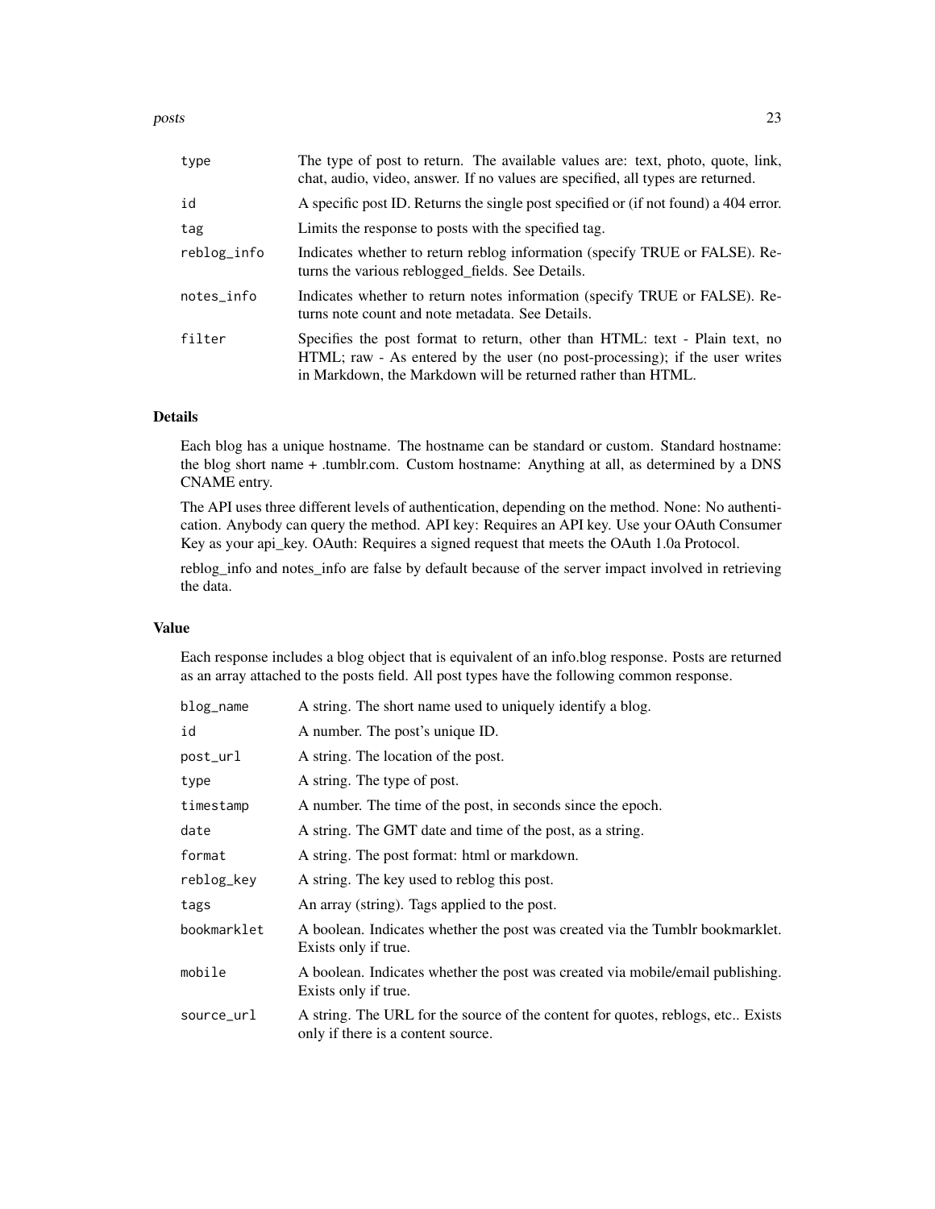| | |
|---|---|
| type | The type of post to return. The available values are: text, photo, quote, link, chat, audio, video, answer. If no values are specified, all types are returned. |
| id | A specific post ID. Returns the single post specified or (if not found) a 404 error. |
| tag | Limits the response to posts with the specified tag. |
| reblog_info | Indicates whether to return reblog information (specify TRUE or FALSE). Returns the various reblogged_fields. See Details. |
| notes_info | Indicates whether to return notes information (specify TRUE or FALSE). Returns note count and note metadata. See Details. |
| filter | Specifies the post format to return, other than HTML: text - Plain text, no HTML; raw - As entered by the user (no post-processing); if the user writes in Markdown, the Markdown will be returned rather than HTML. |

## Details

Each blog has a unique hostname. The hostname can be standard or custom. Standard hostname: the blog short name + .tumblr.com. Custom hostname: Anything at all, as determined by a DNS CNAME entry.

The API uses three different levels of authentication, depending on the method. None: No authentication. Anybody can query the method. API key: Requires an API key. Use your OAuth Consumer Key as your api_key. OAuth: Requires a signed request that meets the OAuth 1.0a Protocol.

reblog_info and notes_info are false by default because of the server impact involved in retrieving the data.

## Value

Each response includes a blog object that is equivalent of an info.blog response. Posts are returned as an array attached to the posts field. All post types have the following common response.

| | |
|---|---|
| blog_name | A string. The short name used to uniquely identify a blog. |
| id | A number. The post's unique ID. |
| post_url | A string. The location of the post. |
| type | A string. The type of post. |
| timestamp | A number. The time of the post, in seconds since the epoch. |
| date | A string. The GMT date and time of the post, as a string. |
| format | A string. The post format: html or markdown. |
| reblog_key | A string. The key used to reblog this post. |
| tags | An array (string). Tags applied to the post. |
| bookmarklet | A boolean. Indicates whether the post was created via the Tumblr bookmarklet. Exists only if true. |
| mobile | A boolean. Indicates whether the post was created via mobile/email publishing. Exists only if true. |
| source_url | A string. The URL for the source of the content for quotes, reblogs, etc.. Exists only if there is a content source. |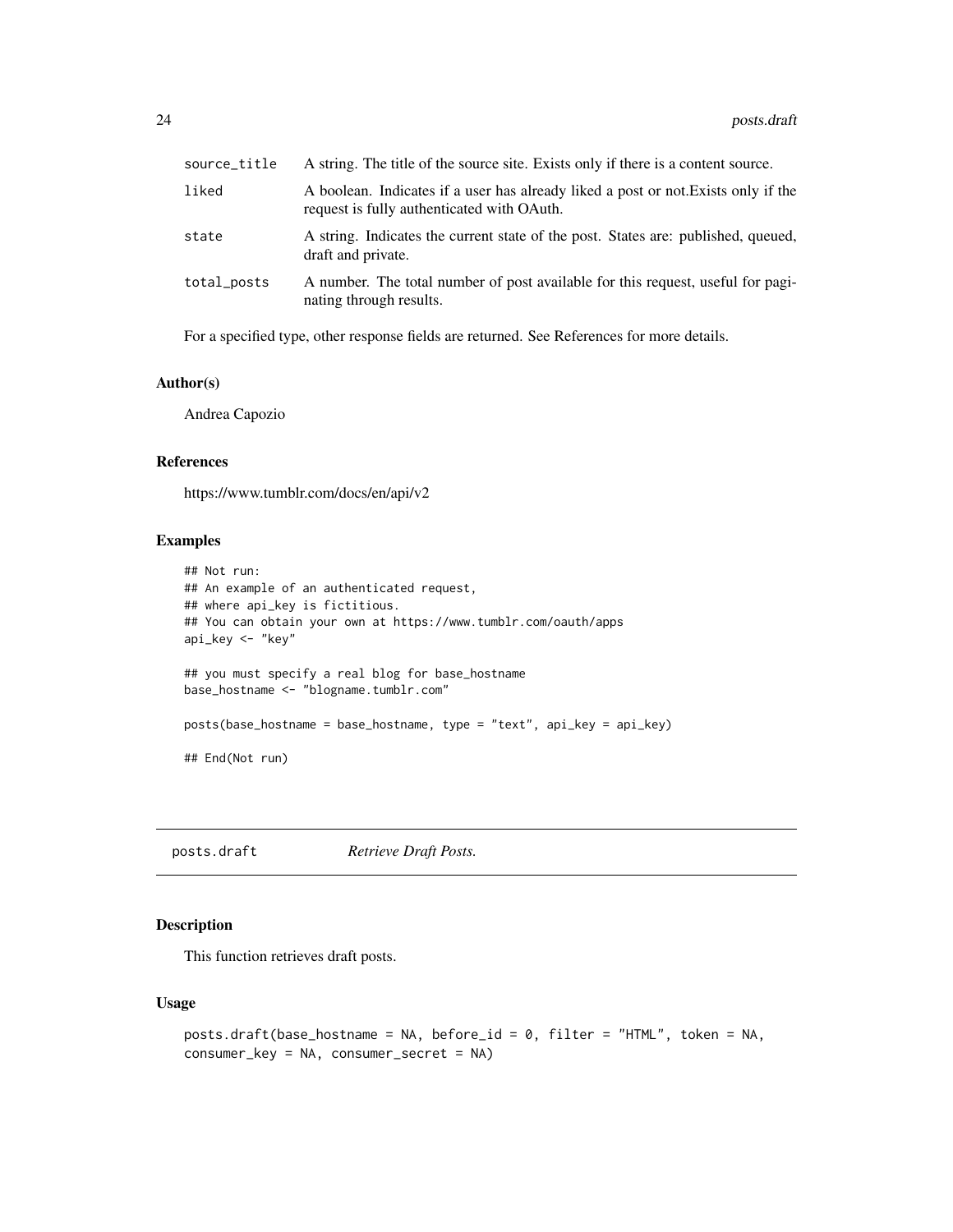| | |
|---|---|
| source_title | A string. The title of the source site. Exists only if there is a content source. |
| liked | A boolean. Indicates if a user has already liked a post or not.Exists only if the request is fully authenticated with OAuth. |
| state | A string. Indicates the current state of the post. States are: published, queued, draft and private. |
| total_posts | A number. The total number of post available for this request, useful for paginating through results. |

For a specified type, other response fields are returned. See References for more details.

### Author(s)

Andrea Capozio

### References

https://www.tumblr.com/docs/en/api/v2

### Examples

```
## Not run:
## An example of an authenticated request,
## where api_key is fictitious.
## You can obtain your own at https://www.tumblr.com/oauth/apps
api_key <- "key"

## you must specify a real blog for base_hostname
base_hostname <- "blogname.tumblr.com"

posts(base_hostname = base_hostname, type = "text", api_key = api_key)

## End(Not run)
```

---

## posts.draft *Retrieve Draft Posts.*

---

### Description

This function retrieves draft posts.

### Usage

```
posts.draft(base_hostname = NA, before_id = 0, filter = "HTML", token = NA,
consumer_key = NA, consumer_secret = NA)
```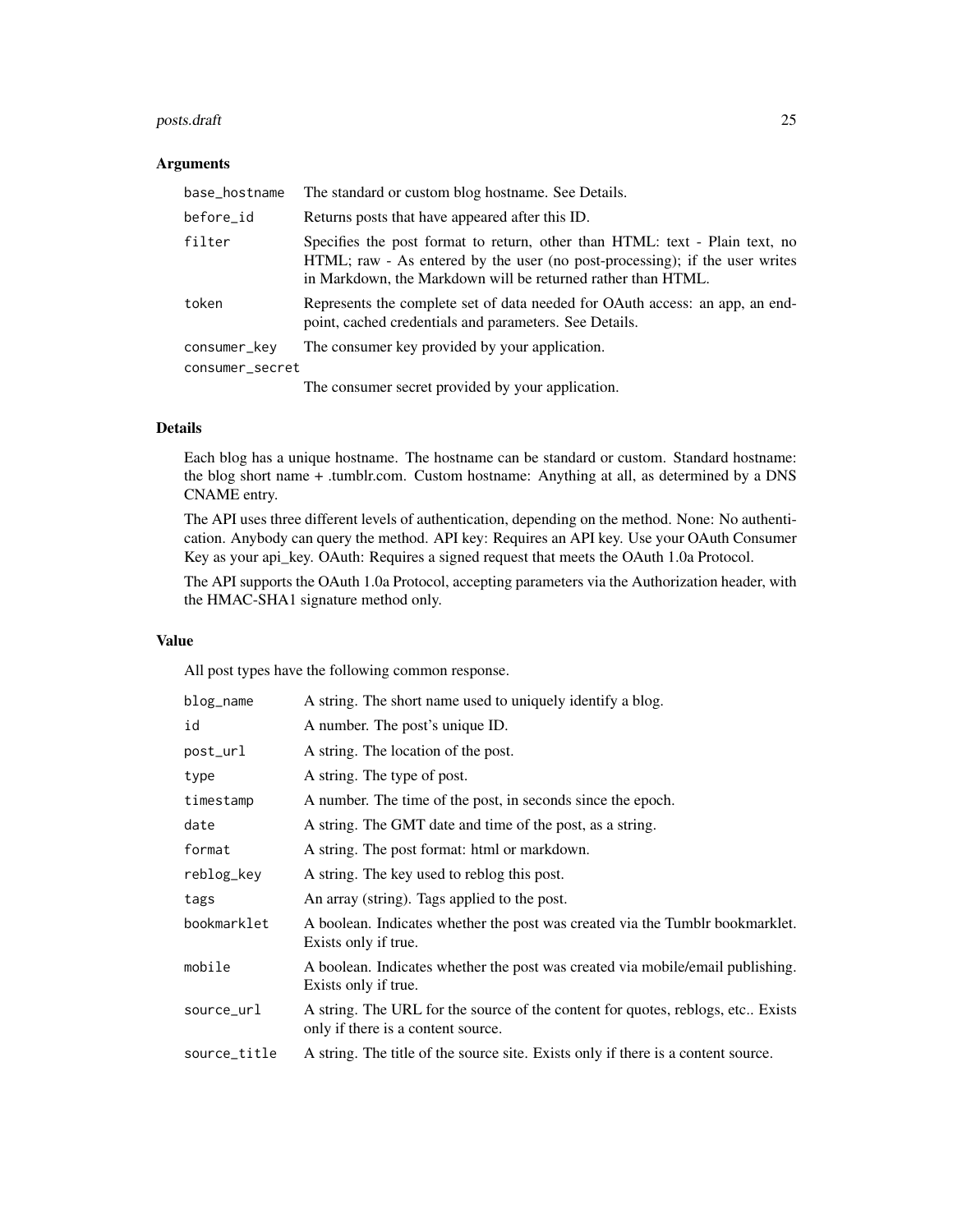### Arguments

| | |
|---|---|
| base_hostname | The standard or custom blog hostname. See Details. |
| before_id | Returns posts that have appeared after this ID. |
| filter | Specifies the post format to return, other than HTML: text - Plain text, no HTML; raw - As entered by the user (no post-processing); if the user writes in Markdown, the Markdown will be returned rather than HTML. |
| token | Represents the complete set of data needed for OAuth access: an app, an endpoint, cached credentials and parameters. See Details. |
| consumer_key | The consumer key provided by your application. |
| consumer_secret | The consumer secret provided by your application. |

### Details

Each blog has a unique hostname. The hostname can be standard or custom. Standard hostname: the blog short name + .tumblr.com. Custom hostname: Anything at all, as determined by a DNS CNAME entry.

The API uses three different levels of authentication, depending on the method. None: No authentication. Anybody can query the method. API key: Requires an API key. Use your OAuth Consumer Key as your api_key. OAuth: Requires a signed request that meets the OAuth 1.0a Protocol.

The API supports the OAuth 1.0a Protocol, accepting parameters via the Authorization header, with the HMAC-SHA1 signature method only.

### Value

All post types have the following common response.

| | |
|---|---|
| blog_name | A string. The short name used to uniquely identify a blog. |
| id | A number. The post's unique ID. |
| post_url | A string. The location of the post. |
| type | A string. The type of post. |
| timestamp | A number. The time of the post, in seconds since the epoch. |
| date | A string. The GMT date and time of the post, as a string. |
| format | A string. The post format: html or markdown. |
| reblog_key | A string. The key used to reblog this post. |
| tags | An array (string). Tags applied to the post. |
| bookmarklet | A boolean. Indicates whether the post was created via the Tumblr bookmarklet. Exists only if true. |
| mobile | A boolean. Indicates whether the post was created via mobile/email publishing. Exists only if true. |
| source_url | A string. The URL for the source of the content for quotes, reblogs, etc.. Exists only if there is a content source. |
| source_title | A string. The title of the source site. Exists only if there is a content source. |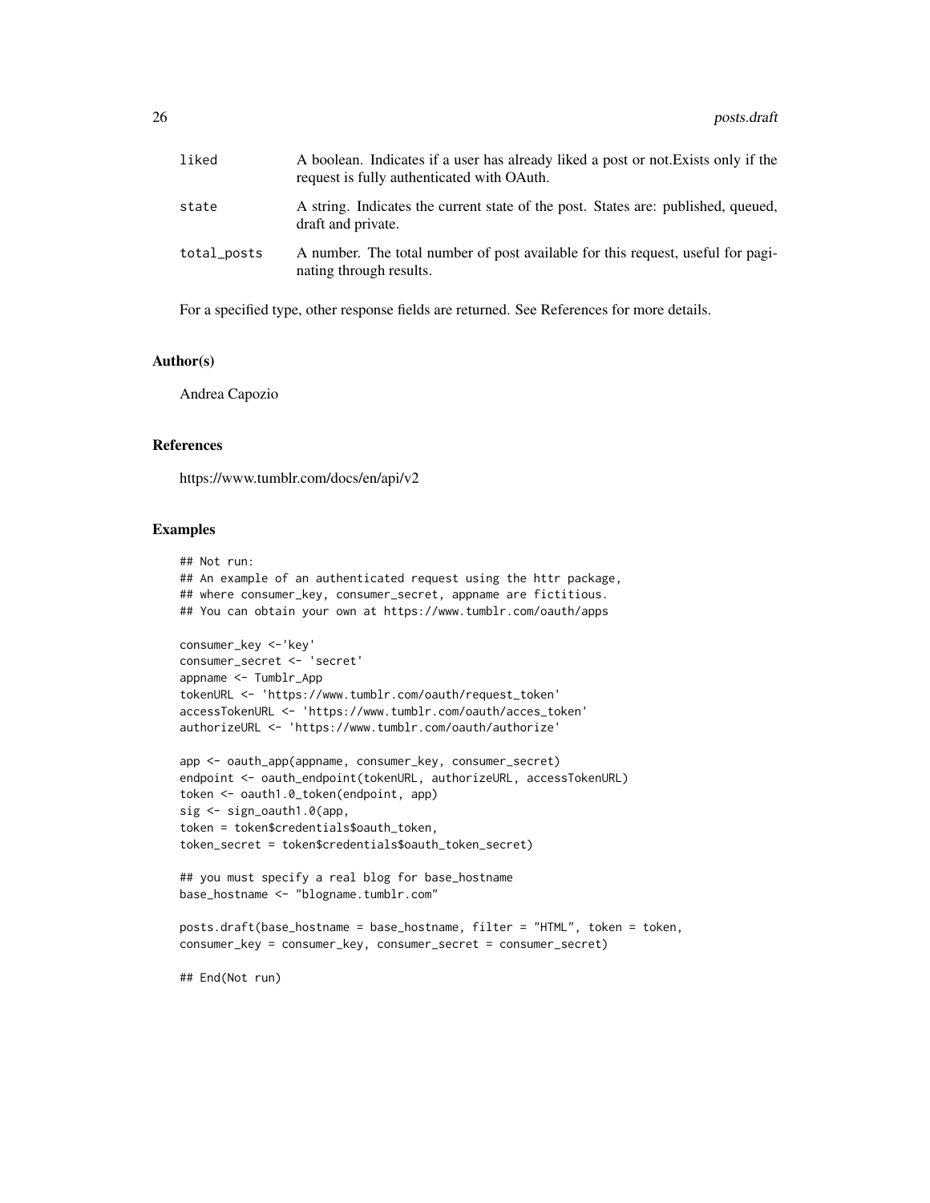| | |
|---|---|
| liked | A boolean. Indicates if a user has already liked a post or not.Exists only if the request is fully authenticated with OAuth. |
| state | A string. Indicates the current state of the post. States are: published, queued, draft and private. |
| total_posts | A number. The total number of post available for this request, useful for paginating through results. |

For a specified type, other response fields are returned. See References for more details.

### Author(s)

Andrea Capozio

### References

https://www.tumblr.com/docs/en/api/v2

### Examples

```
## Not run:
## An example of an authenticated request using the httr package,
## where consumer_key, consumer_secret, appname are fictitious.
## You can obtain your own at https://www.tumblr.com/oauth/apps

consumer_key <-'key'
consumer_secret <- 'secret'
appname <- Tumblr_App
tokenURL <- 'https://www.tumblr.com/oauth/request_token'
accessTokenURL <- 'https://www.tumblr.com/oauth/acces_token'
authorizeURL <- 'https://www.tumblr.com/oauth/authorize'

app <- oauth_app(appname, consumer_key, consumer_secret)
endpoint <- oauth_endpoint(tokenURL, authorizeURL, accessTokenURL)
token <- oauth1.0_token(endpoint, app)
sig <- sign_oauth1.0(app,
token = token$credentials$oauth_token,
token_secret = token$credentials$oauth_token_secret)

## you must specify a real blog for base_hostname
base_hostname <- "blogname.tumblr.com"

posts.draft(base_hostname = base_hostname, filter = "HTML", token = token,
consumer_key = consumer_key, consumer_secret = consumer_secret)

## End(Not run)
```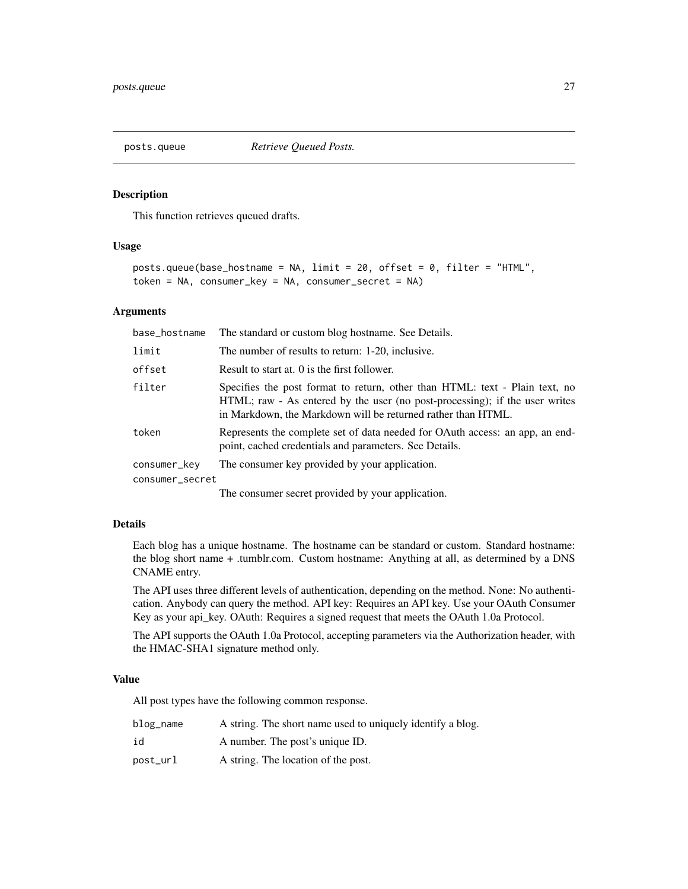posts.queue — *Retrieve Queued Posts.*

## Description

This function retrieves queued drafts.

## Usage

```
posts.queue(base_hostname = NA, limit = 20, offset = 0, filter = "HTML",
token = NA, consumer_key = NA, consumer_secret = NA)
```

## Arguments

| | |
|---|---|
| base_hostname | The standard or custom blog hostname. See Details. |
| limit | The number of results to return: 1-20, inclusive. |
| offset | Result to start at. 0 is the first follower. |
| filter | Specifies the post format to return, other than HTML: text - Plain text, no HTML; raw - As entered by the user (no post-processing); if the user writes in Markdown, the Markdown will be returned rather than HTML. |
| token | Represents the complete set of data needed for OAuth access: an app, an endpoint, cached credentials and parameters. See Details. |
| consumer_key | The consumer key provided by your application. |
| consumer_secret | The consumer secret provided by your application. |

## Details

Each blog has a unique hostname. The hostname can be standard or custom. Standard hostname: the blog short name + .tumblr.com. Custom hostname: Anything at all, as determined by a DNS CNAME entry.

The API uses three different levels of authentication, depending on the method. None: No authentication. Anybody can query the method. API key: Requires an API key. Use your OAuth Consumer Key as your api_key. OAuth: Requires a signed request that meets the OAuth 1.0a Protocol.

The API supports the OAuth 1.0a Protocol, accepting parameters via the Authorization header, with the HMAC-SHA1 signature method only.

## Value

All post types have the following common response.

| | |
|---|---|
| blog_name | A string. The short name used to uniquely identify a blog. |
| id | A number. The post's unique ID. |
| post_url | A string. The location of the post. |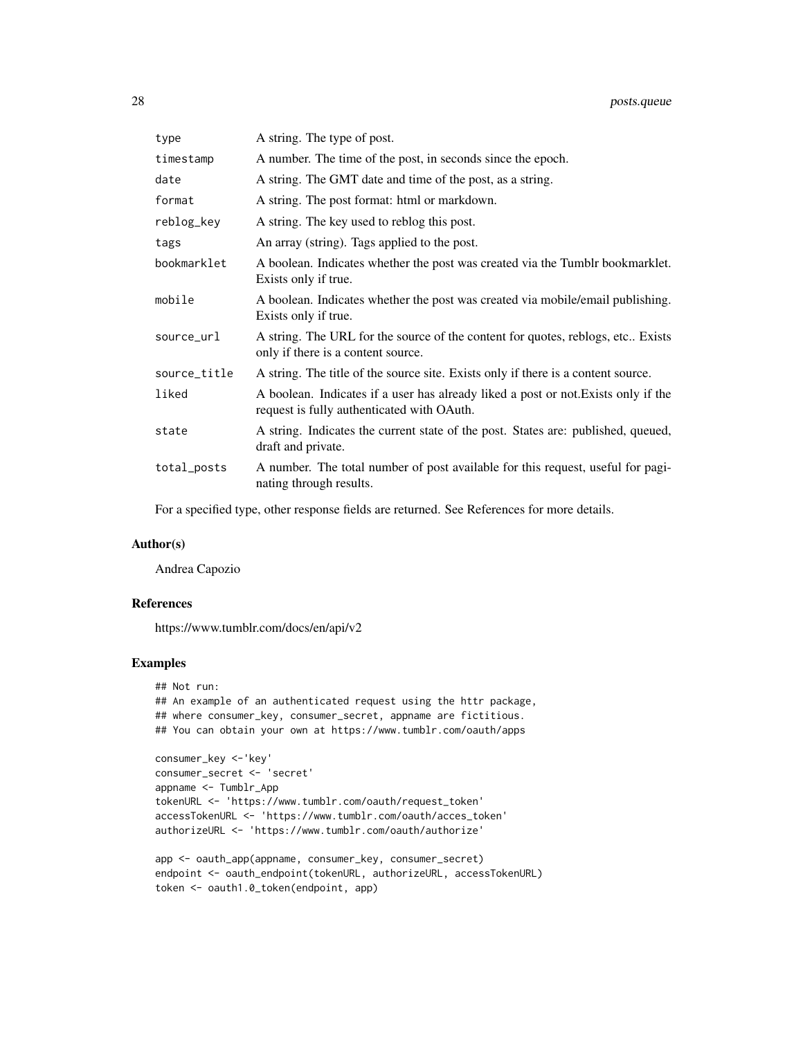| | |
|---|---|
| type | A string. The type of post. |
| timestamp | A number. The time of the post, in seconds since the epoch. |
| date | A string. The GMT date and time of the post, as a string. |
| format | A string. The post format: html or markdown. |
| reblog_key | A string. The key used to reblog this post. |
| tags | An array (string). Tags applied to the post. |
| bookmarklet | A boolean. Indicates whether the post was created via the Tumblr bookmarklet. Exists only if true. |
| mobile | A boolean. Indicates whether the post was created via mobile/email publishing. Exists only if true. |
| source_url | A string. The URL for the source of the content for quotes, reblogs, etc.. Exists only if there is a content source. |
| source_title | A string. The title of the source site. Exists only if there is a content source. |
| liked | A boolean. Indicates if a user has already liked a post or not.Exists only if the request is fully authenticated with OAuth. |
| state | A string. Indicates the current state of the post. States are: published, queued, draft and private. |
| total_posts | A number. The total number of post available for this request, useful for paginating through results. |

For a specified type, other response fields are returned. See References for more details.

## Author(s)

Andrea Capozio

## References

https://www.tumblr.com/docs/en/api/v2

## Examples

```
## Not run:
## An example of an authenticated request using the httr package,
## where consumer_key, consumer_secret, appname are fictitious.
## You can obtain your own at https://www.tumblr.com/oauth/apps

consumer_key <-'key'
consumer_secret <- 'secret'
appname <- Tumblr_App
tokenURL <- 'https://www.tumblr.com/oauth/request_token'
accessTokenURL <- 'https://www.tumblr.com/oauth/acces_token'
authorizeURL <- 'https://www.tumblr.com/oauth/authorize'

app <- oauth_app(appname, consumer_key, consumer_secret)
endpoint <- oauth_endpoint(tokenURL, authorizeURL, accessTokenURL)
token <- oauth1.0_token(endpoint, app)
```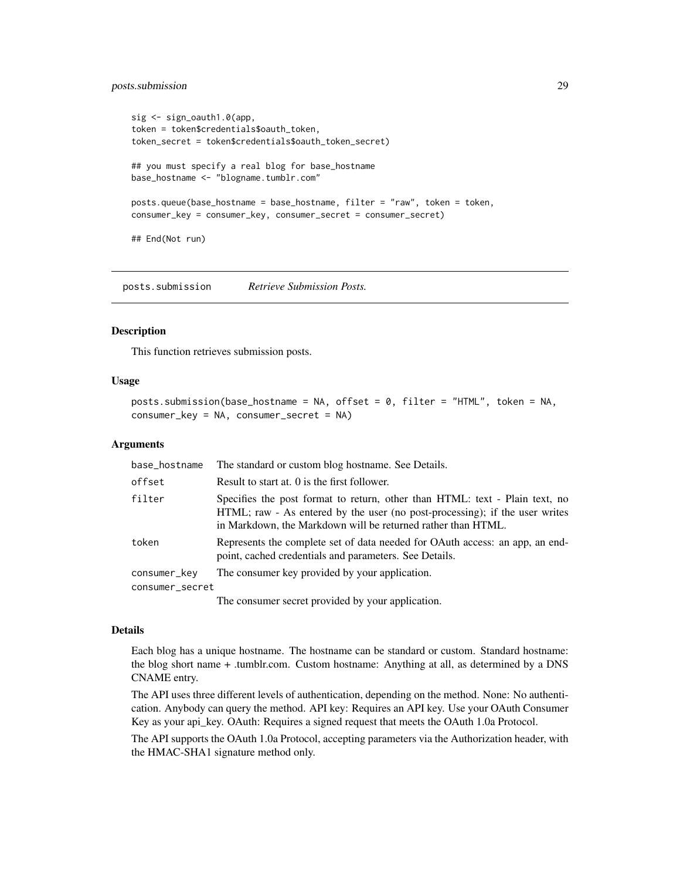```
sig <- sign_oauth1.0(app,
token = token$credentials$oauth_token,
token_secret = token$credentials$oauth_token_secret)

## you must specify a real blog for base_hostname
base_hostname <- "blogname.tumblr.com"

posts.queue(base_hostname = base_hostname, filter = "raw", token = token,
consumer_key = consumer_key, consumer_secret = consumer_secret)

## End(Not run)
```

## posts.submission *Retrieve Submission Posts.*

### Description

This function retrieves submission posts.

### Usage

```
posts.submission(base_hostname = NA, offset = 0, filter = "HTML", token = NA,
consumer_key = NA, consumer_secret = NA)
```

### Arguments

| Argument | Description |
| --- | --- |
| base_hostname | The standard or custom blog hostname. See Details. |
| offset | Result to start at. 0 is the first follower. |
| filter | Specifies the post format to return, other than HTML: text - Plain text, no HTML; raw - As entered by the user (no post-processing); if the user writes in Markdown, the Markdown will be returned rather than HTML. |
| token | Represents the complete set of data needed for OAuth access: an app, an endpoint, cached credentials and parameters. See Details. |
| consumer_key | The consumer key provided by your application. |
| consumer_secret | The consumer secret provided by your application. |

### Details

Each blog has a unique hostname. The hostname can be standard or custom. Standard hostname: the blog short name + .tumblr.com. Custom hostname: Anything at all, as determined by a DNS CNAME entry.

The API uses three different levels of authentication, depending on the method. None: No authentication. Anybody can query the method. API key: Requires an API key. Use your OAuth Consumer Key as your api_key. OAuth: Requires a signed request that meets the OAuth 1.0a Protocol.

The API supports the OAuth 1.0a Protocol, accepting parameters via the Authorization header, with the HMAC-SHA1 signature method only.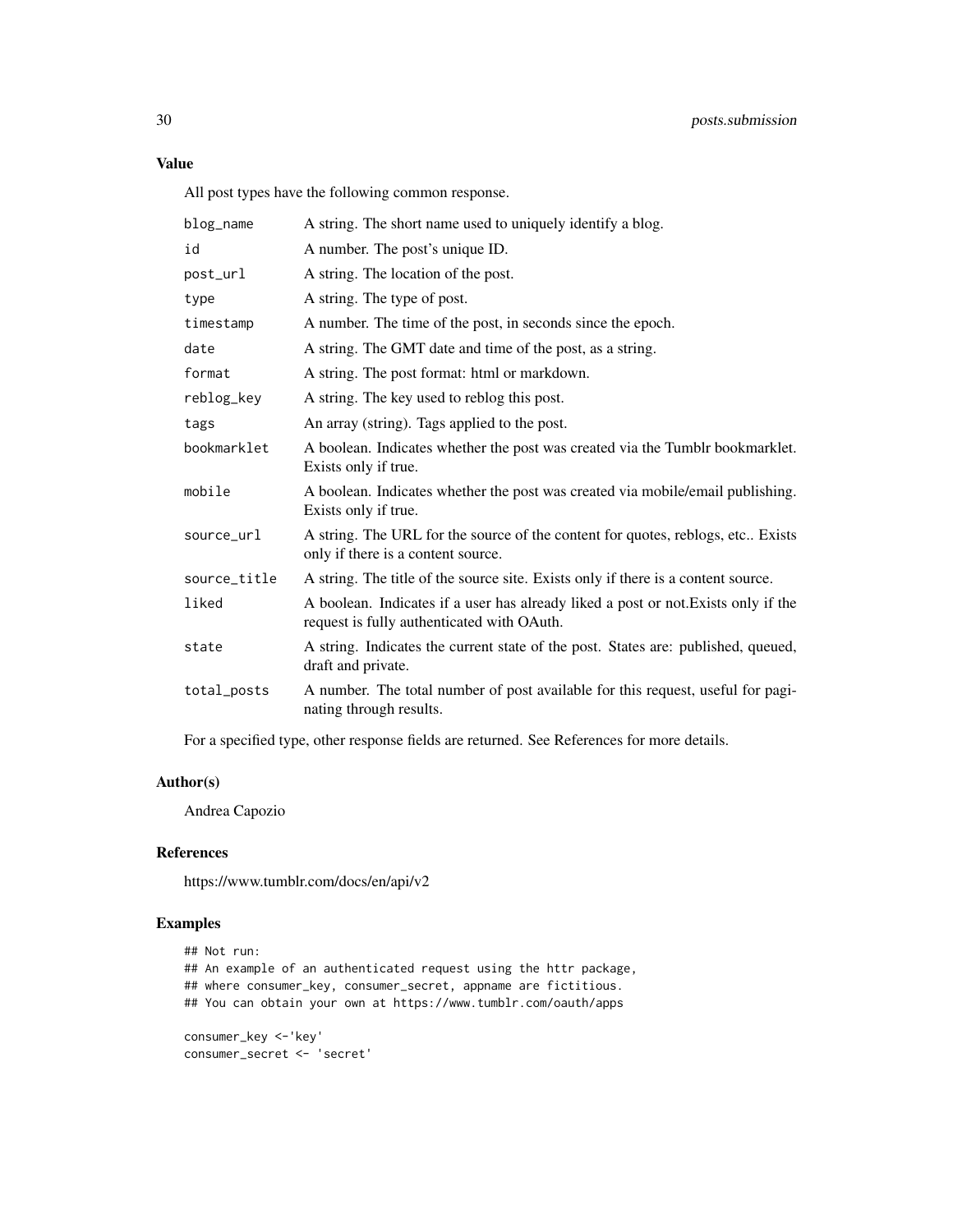## Value

All post types have the following common response.

| | |
|---|---|
| blog_name | A string. The short name used to uniquely identify a blog. |
| id | A number. The post's unique ID. |
| post_url | A string. The location of the post. |
| type | A string. The type of post. |
| timestamp | A number. The time of the post, in seconds since the epoch. |
| date | A string. The GMT date and time of the post, as a string. |
| format | A string. The post format: html or markdown. |
| reblog_key | A string. The key used to reblog this post. |
| tags | An array (string). Tags applied to the post. |
| bookmarklet | A boolean. Indicates whether the post was created via the Tumblr bookmarklet. Exists only if true. |
| mobile | A boolean. Indicates whether the post was created via mobile/email publishing. Exists only if true. |
| source_url | A string. The URL for the source of the content for quotes, reblogs, etc.. Exists only if there is a content source. |
| source_title | A string. The title of the source site. Exists only if there is a content source. |
| liked | A boolean. Indicates if a user has already liked a post or not.Exists only if the request is fully authenticated with OAuth. |
| state | A string. Indicates the current state of the post. States are: published, queued, draft and private. |
| total_posts | A number. The total number of post available for this request, useful for paginating through results. |

For a specified type, other response fields are returned. See References for more details.

## Author(s)

Andrea Capozio

## References

https://www.tumblr.com/docs/en/api/v2

## Examples

```
## Not run:
## An example of an authenticated request using the httr package,
## where consumer_key, consumer_secret, appname are fictitious.
## You can obtain your own at https://www.tumblr.com/oauth/apps

consumer_key <-'key'
consumer_secret <- 'secret'
```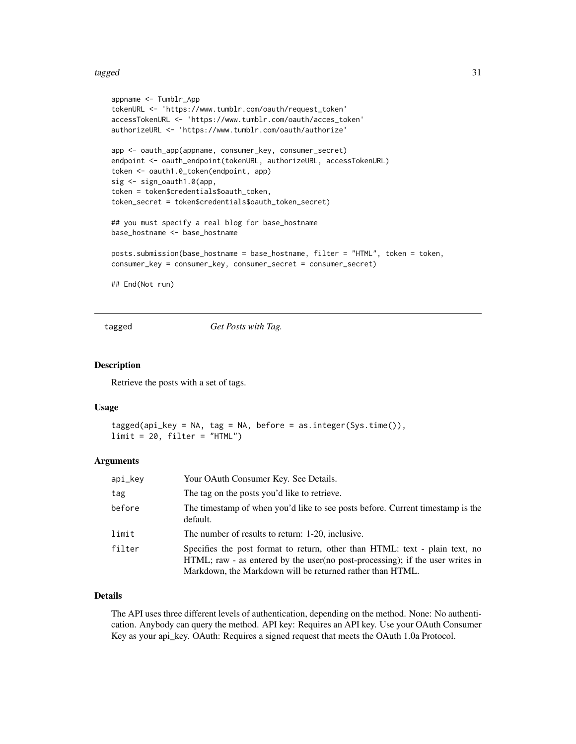```
appname <- Tumblr_App
tokenURL <- 'https://www.tumblr.com/oauth/request_token'
accessTokenURL <- 'https://www.tumblr.com/oauth/acces_token'
authorizeURL <- 'https://www.tumblr.com/oauth/authorize'

app <- oauth_app(appname, consumer_key, consumer_secret)
endpoint <- oauth_endpoint(tokenURL, authorizeURL, accessTokenURL)
token <- oauth1.0_token(endpoint, app)
sig <- sign_oauth1.0(app,
token = token$credentials$oauth_token,
token_secret = token$credentials$oauth_token_secret)

## you must specify a real blog for base_hostname
base_hostname <- base_hostname

posts.submission(base_hostname = base_hostname, filter = "HTML", token = token,
consumer_key = consumer_key, consumer_secret = consumer_secret)

## End(Not run)
```

## tagged — *Get Posts with Tag.*

### Description

Retrieve the posts with a set of tags.

### Usage

```
tagged(api_key = NA, tag = NA, before = as.integer(Sys.time()),
limit = 20, filter = "HTML")
```

### Arguments

| | |
|---|---|
| api_key | Your OAuth Consumer Key. See Details. |
| tag | The tag on the posts you'd like to retrieve. |
| before | The timestamp of when you'd like to see posts before. Current timestamp is the default. |
| limit | The number of results to return: 1-20, inclusive. |
| filter | Specifies the post format to return, other than HTML: text - plain text, no HTML; raw - as entered by the user(no post-processing); if the user writes in Markdown, the Markdown will be returned rather than HTML. |

### Details

The API uses three different levels of authentication, depending on the method. None: No authentication. Anybody can query the method. API key: Requires an API key. Use your OAuth Consumer Key as your api_key. OAuth: Requires a signed request that meets the OAuth 1.0a Protocol.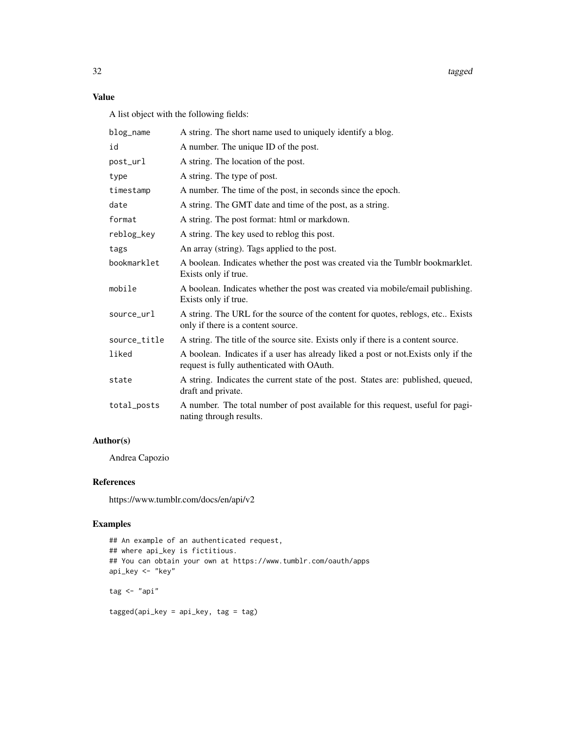## Value

A list object with the following fields:

| | |
|---|---|
| blog_name | A string. The short name used to uniquely identify a blog. |
| id | A number. The unique ID of the post. |
| post_url | A string. The location of the post. |
| type | A string. The type of post. |
| timestamp | A number. The time of the post, in seconds since the epoch. |
| date | A string. The GMT date and time of the post, as a string. |
| format | A string. The post format: html or markdown. |
| reblog_key | A string. The key used to reblog this post. |
| tags | An array (string). Tags applied to the post. |
| bookmarklet | A boolean. Indicates whether the post was created via the Tumblr bookmarklet. Exists only if true. |
| mobile | A boolean. Indicates whether the post was created via mobile/email publishing. Exists only if true. |
| source_url | A string. The URL for the source of the content for quotes, reblogs, etc.. Exists only if there is a content source. |
| source_title | A string. The title of the source site. Exists only if there is a content source. |
| liked | A boolean. Indicates if a user has already liked a post or not.Exists only if the request is fully authenticated with OAuth. |
| state | A string. Indicates the current state of the post. States are: published, queued, draft and private. |
| total_posts | A number. The total number of post available for this request, useful for paginating through results. |

## Author(s)

Andrea Capozio

## References

https://www.tumblr.com/docs/en/api/v2

## Examples

```
## An example of an authenticated request,
## where api_key is fictitious.
## You can obtain your own at https://www.tumblr.com/oauth/apps
api_key <- "key"

tag <- "api"

tagged(api_key = api_key, tag = tag)
```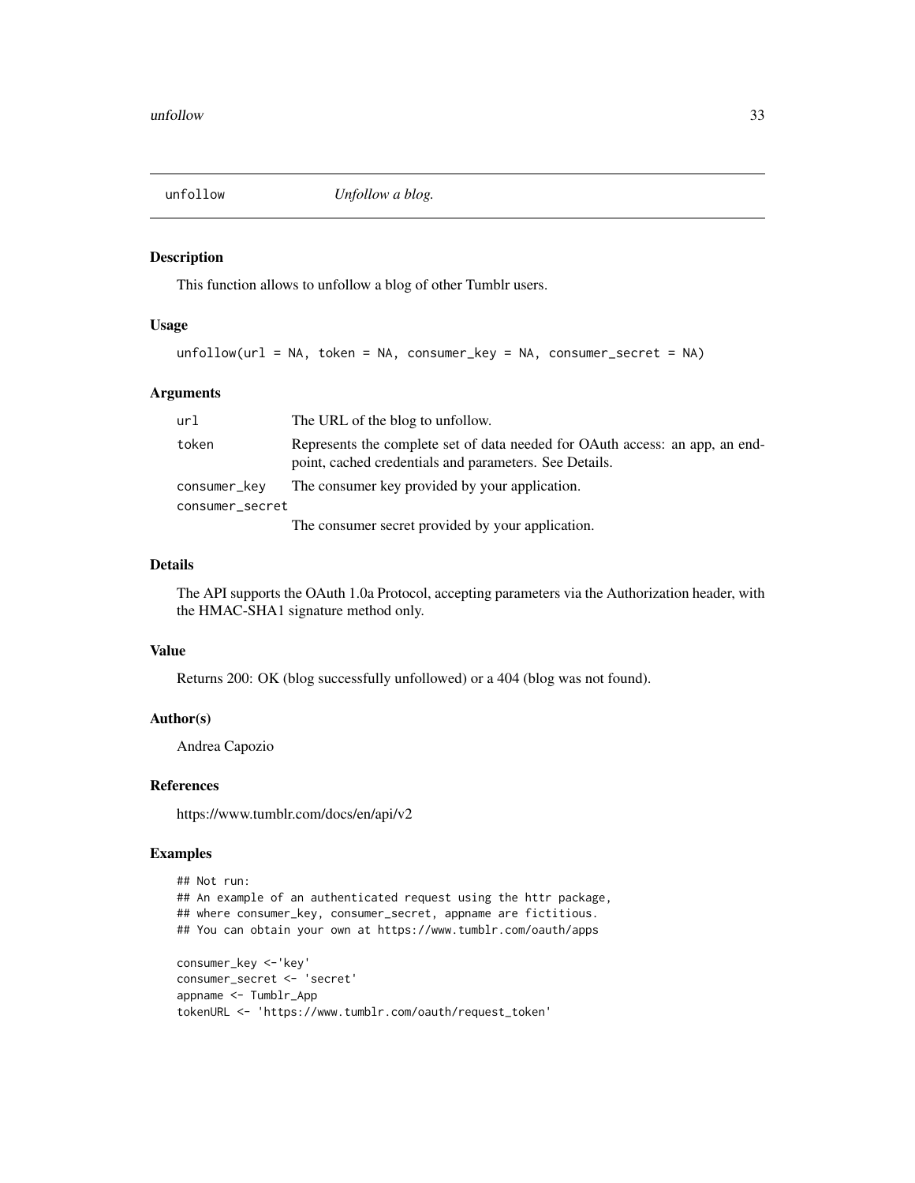## unfollow — *Unfollow a blog.*

### Description

This function allows to unfollow a blog of other Tumblr users.

### Usage

```
unfollow(url = NA, token = NA, consumer_key = NA, consumer_secret = NA)
```

### Arguments

| | |
|---|---|
| `url` | The URL of the blog to unfollow. |
| `token` | Represents the complete set of data needed for OAuth access: an app, an endpoint, cached credentials and parameters. See Details. |
| `consumer_key` | The consumer key provided by your application. |
| `consumer_secret` | The consumer secret provided by your application. |

### Details

The API supports the OAuth 1.0a Protocol, accepting parameters via the Authorization header, with the HMAC-SHA1 signature method only.

### Value

Returns 200: OK (blog successfully unfollowed) or a 404 (blog was not found).

### Author(s)

Andrea Capozio

### References

https://www.tumblr.com/docs/en/api/v2

### Examples

```
## Not run:
## An example of an authenticated request using the httr package,
## where consumer_key, consumer_secret, appname are fictitious.
## You can obtain your own at https://www.tumblr.com/oauth/apps

consumer_key <-'key'
consumer_secret <- 'secret'
appname <- Tumblr_App
tokenURL <- 'https://www.tumblr.com/oauth/request_token'
```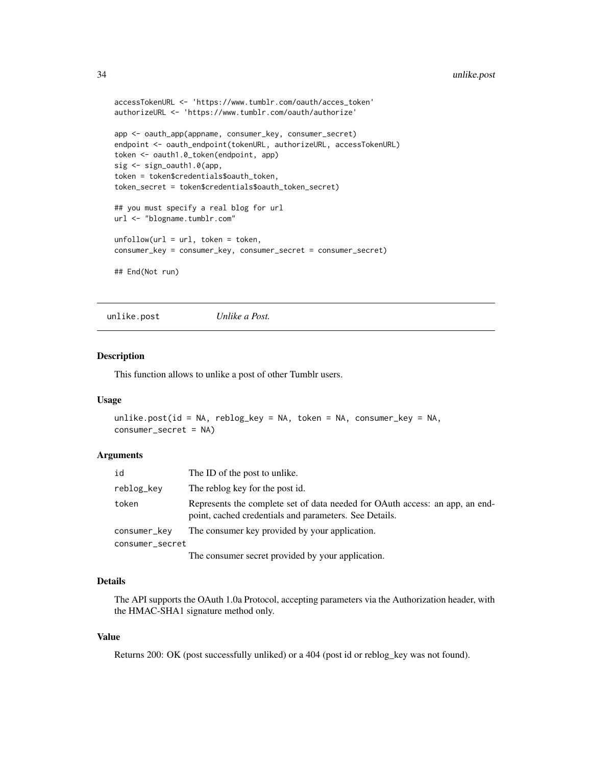```
accessTokenURL <- 'https://www.tumblr.com/oauth/acces_token'
authorizeURL <- 'https://www.tumblr.com/oauth/authorize'

app <- oauth_app(appname, consumer_key, consumer_secret)
endpoint <- oauth_endpoint(tokenURL, authorizeURL, accessTokenURL)
token <- oauth1.0_token(endpoint, app)
sig <- sign_oauth1.0(app,
token = token$credentials$oauth_token,
token_secret = token$credentials$oauth_token_secret)

## you must specify a real blog for url
url <- "blogname.tumblr.com"

unfollow(url = url, token = token,
consumer_key = consumer_key, consumer_secret = consumer_secret)

## End(Not run)
```

---

## unlike.post — *Unlike a Post.*

### Description

This function allows to unlike a post of other Tumblr users.

### Usage

```
unlike.post(id = NA, reblog_key = NA, token = NA, consumer_key = NA,
consumer_secret = NA)
```

### Arguments

| Argument | Description |
|---|---|
| `id` | The ID of the post to unlike. |
| `reblog_key` | The reblog key for the post id. |
| `token` | Represents the complete set of data needed for OAuth access: an app, an endpoint, cached credentials and parameters. See Details. |
| `consumer_key` | The consumer key provided by your application. |
| `consumer_secret` | The consumer secret provided by your application. |

### Details

The API supports the OAuth 1.0a Protocol, accepting parameters via the Authorization header, with the HMAC-SHA1 signature method only.

### Value

Returns 200: OK (post successfully unliked) or a 404 (post id or reblog_key was not found).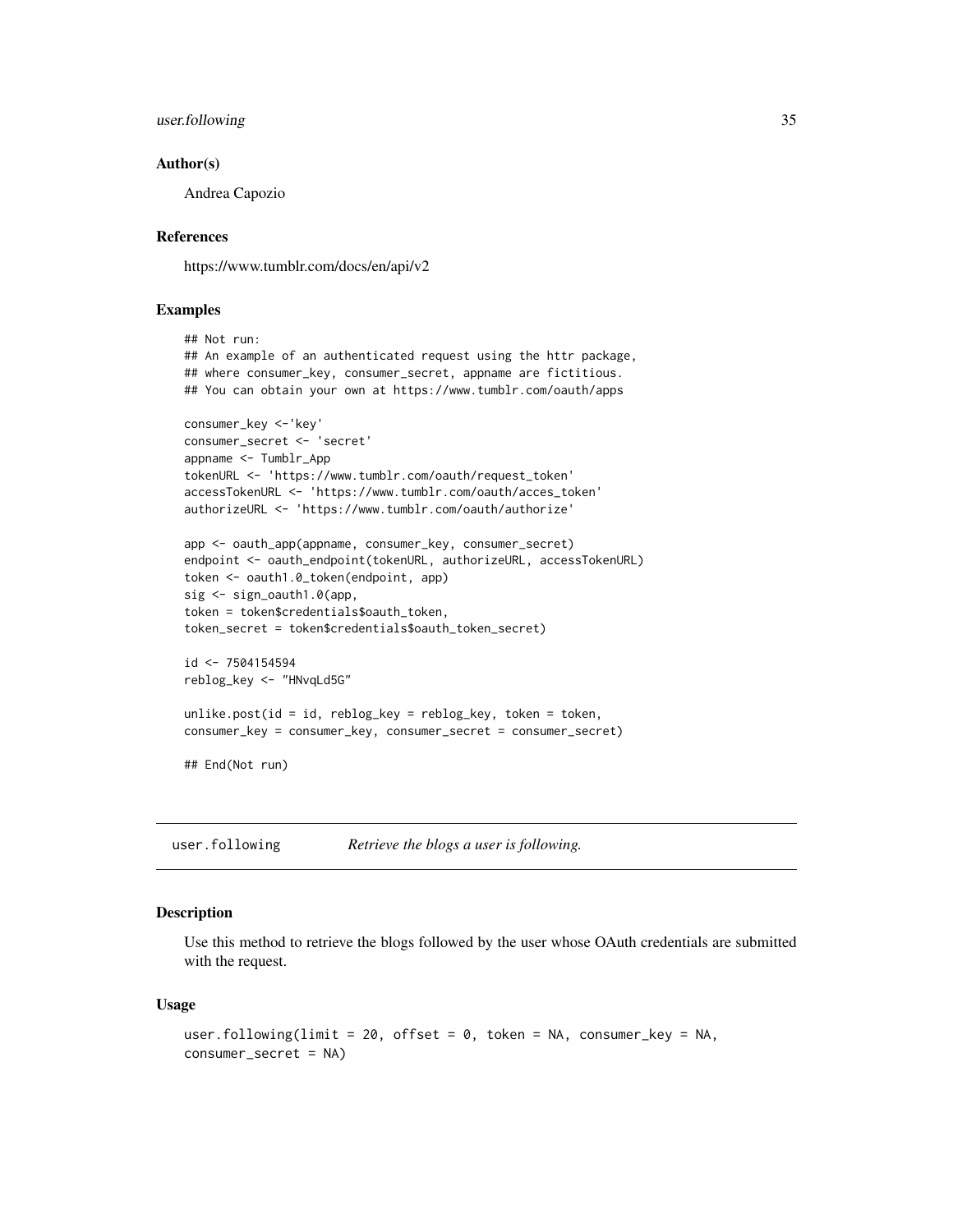### Author(s)

Andrea Capozio

### References

https://www.tumblr.com/docs/en/api/v2

### Examples

```
## Not run:
## An example of an authenticated request using the httr package,
## where consumer_key, consumer_secret, appname are fictitious.
## You can obtain your own at https://www.tumblr.com/oauth/apps

consumer_key <-'key'
consumer_secret <- 'secret'
appname <- Tumblr_App
tokenURL <- 'https://www.tumblr.com/oauth/request_token'
accessTokenURL <- 'https://www.tumblr.com/oauth/acces_token'
authorizeURL <- 'https://www.tumblr.com/oauth/authorize'

app <- oauth_app(appname, consumer_key, consumer_secret)
endpoint <- oauth_endpoint(tokenURL, authorizeURL, accessTokenURL)
token <- oauth1.0_token(endpoint, app)
sig <- sign_oauth1.0(app,
token = token$credentials$oauth_token,
token_secret = token$credentials$oauth_token_secret)

id <- 7504154594
reblog_key <- "HNvqLd5G"

unlike.post(id = id, reblog_key = reblog_key, token = token,
consumer_key = consumer_key, consumer_secret = consumer_secret)

## End(Not run)
```

---

## user.following *Retrieve the blogs a user is following.*

### Description

Use this method to retrieve the blogs followed by the user whose OAuth credentials are submitted with the request.

### Usage

```
user.following(limit = 20, offset = 0, token = NA, consumer_key = NA,
consumer_secret = NA)
```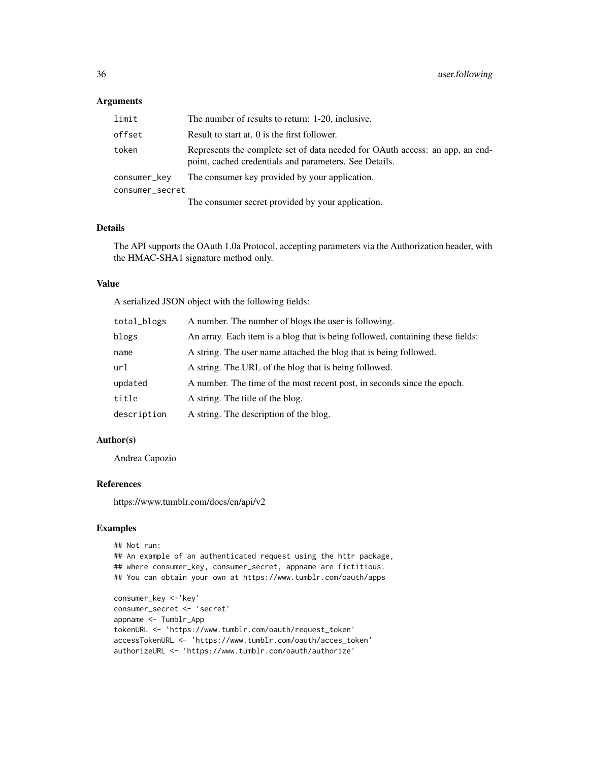### Arguments

| | |
|---|---|
| `limit` | The number of results to return: 1-20, inclusive. |
| `offset` | Result to start at. 0 is the first follower. |
| `token` | Represents the complete set of data needed for OAuth access: an app, an endpoint, cached credentials and parameters. See Details. |
| `consumer_key` | The consumer key provided by your application. |
| `consumer_secret` | The consumer secret provided by your application. |

### Details

The API supports the OAuth 1.0a Protocol, accepting parameters via the Authorization header, with the HMAC-SHA1 signature method only.

### Value

A serialized JSON object with the following fields:

| | |
|---|---|
| `total_blogs` | A number. The number of blogs the user is following. |
| `blogs` | An array. Each item is a blog that is being followed, containing these fields: |
| `name` | A string. The user name attached the blog that is being followed. |
| `url` | A string. The URL of the blog that is being followed. |
| `updated` | A number. The time of the most recent post, in seconds since the epoch. |
| `title` | A string. The title of the blog. |
| `description` | A string. The description of the blog. |

### Author(s)

Andrea Capozio

### References

https://www.tumblr.com/docs/en/api/v2

### Examples

```
## Not run:
## An example of an authenticated request using the httr package,
## where consumer_key, consumer_secret, appname are fictitious.
## You can obtain your own at https://www.tumblr.com/oauth/apps

consumer_key <-'key'
consumer_secret <- 'secret'
appname <- Tumblr_App
tokenURL <- 'https://www.tumblr.com/oauth/request_token'
accessTokenURL <- 'https://www.tumblr.com/oauth/acces_token'
authorizeURL <- 'https://www.tumblr.com/oauth/authorize'
```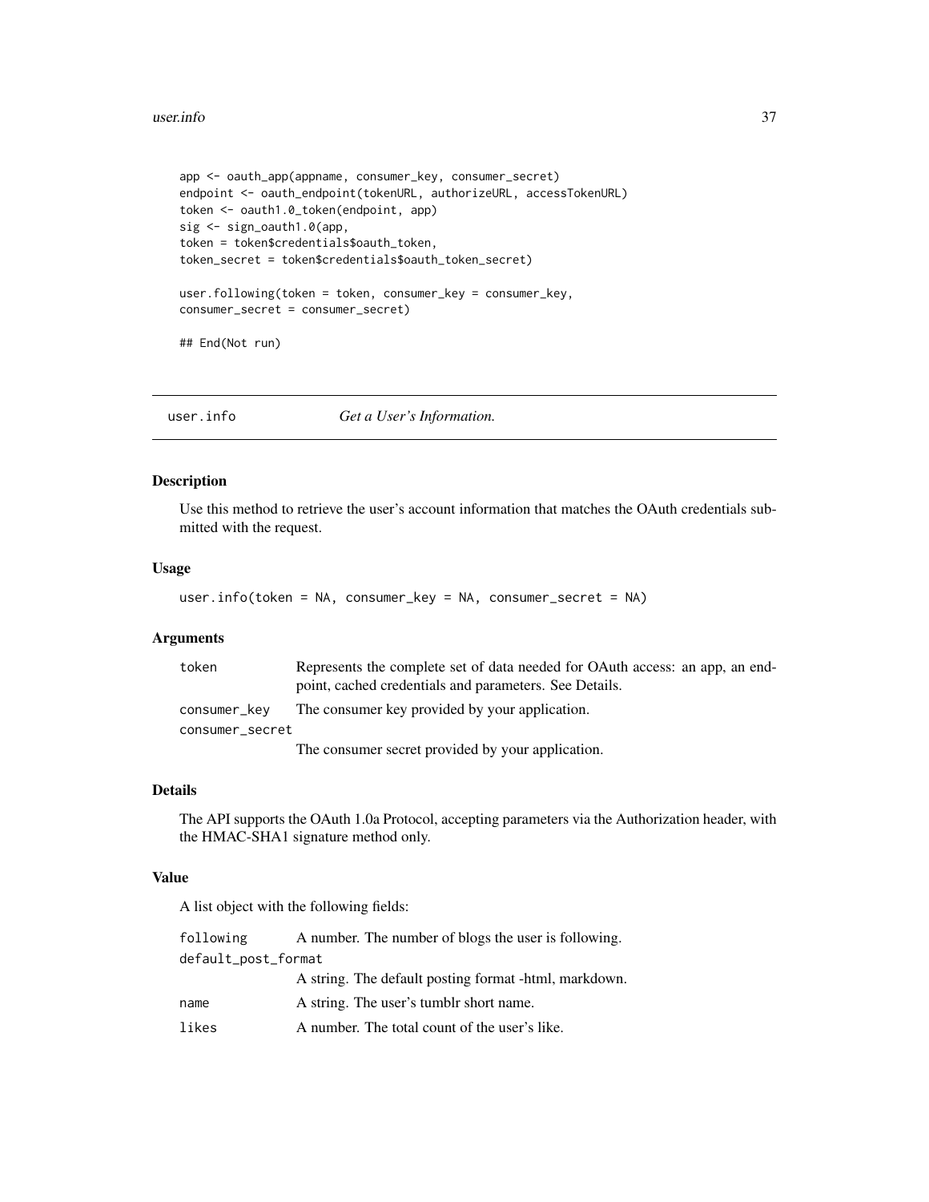```
app <- oauth_app(appname, consumer_key, consumer_secret)
endpoint <- oauth_endpoint(tokenURL, authorizeURL, accessTokenURL)
token <- oauth1.0_token(endpoint, app)
sig <- sign_oauth1.0(app,
token = token$credentials$oauth_token,
token_secret = token$credentials$oauth_token_secret)

user.following(token = token, consumer_key = consumer_key,
consumer_secret = consumer_secret)

## End(Not run)
```

---

## user.info *Get a User's Information.*

### Description

Use this method to retrieve the user's account information that matches the OAuth credentials submitted with the request.

### Usage

```
user.info(token = NA, consumer_key = NA, consumer_secret = NA)
```

### Arguments

| | |
|---|---|
| token | Represents the complete set of data needed for OAuth access: an app, an endpoint, cached credentials and parameters. See Details. |
| consumer_key | The consumer key provided by your application. |
| consumer_secret | The consumer secret provided by your application. |

### Details

The API supports the OAuth 1.0a Protocol, accepting parameters via the Authorization header, with the HMAC-SHA1 signature method only.

### Value

A list object with the following fields:

| | |
|---|---|
| following | A number. The number of blogs the user is following. |
| default_post_format | A string. The default posting format -html, markdown. |
| name | A string. The user's tumblr short name. |
| likes | A number. The total count of the user's like. |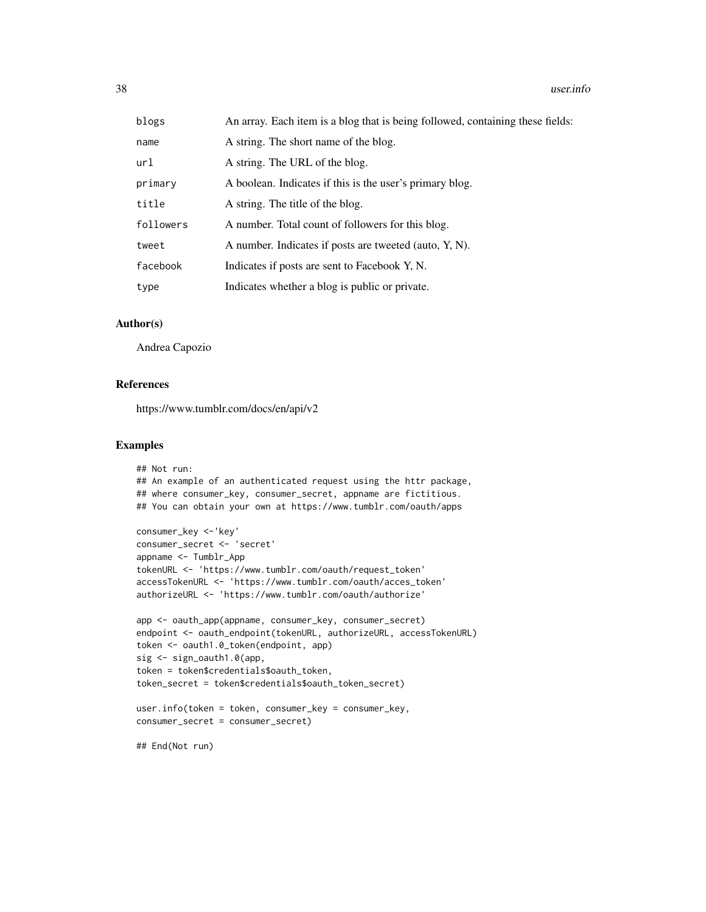| | |
|---|---|
| `blogs` | An array. Each item is a blog that is being followed, containing these fields: |
| `name` | A string. The short name of the blog. |
| `url` | A string. The URL of the blog. |
| `primary` | A boolean. Indicates if this is the user's primary blog. |
| `title` | A string. The title of the blog. |
| `followers` | A number. Total count of followers for this blog. |
| `tweet` | A number. Indicates if posts are tweeted (auto, Y, N). |
| `facebook` | Indicates if posts are sent to Facebook Y, N. |
| `type` | Indicates whether a blog is public or private. |

### Author(s)

Andrea Capozio

### References

https://www.tumblr.com/docs/en/api/v2

### Examples

```
## Not run:
## An example of an authenticated request using the httr package,
## where consumer_key, consumer_secret, appname are fictitious.
## You can obtain your own at https://www.tumblr.com/oauth/apps

consumer_key <-'key'
consumer_secret <- 'secret'
appname <- Tumblr_App
tokenURL <- 'https://www.tumblr.com/oauth/request_token'
accessTokenURL <- 'https://www.tumblr.com/oauth/acces_token'
authorizeURL <- 'https://www.tumblr.com/oauth/authorize'

app <- oauth_app(appname, consumer_key, consumer_secret)
endpoint <- oauth_endpoint(tokenURL, authorizeURL, accessTokenURL)
token <- oauth1.0_token(endpoint, app)
sig <- sign_oauth1.0(app,
token = token$credentials$oauth_token,
token_secret = token$credentials$oauth_token_secret)

user.info(token = token, consumer_key = consumer_key,
consumer_secret = consumer_secret)

## End(Not run)
```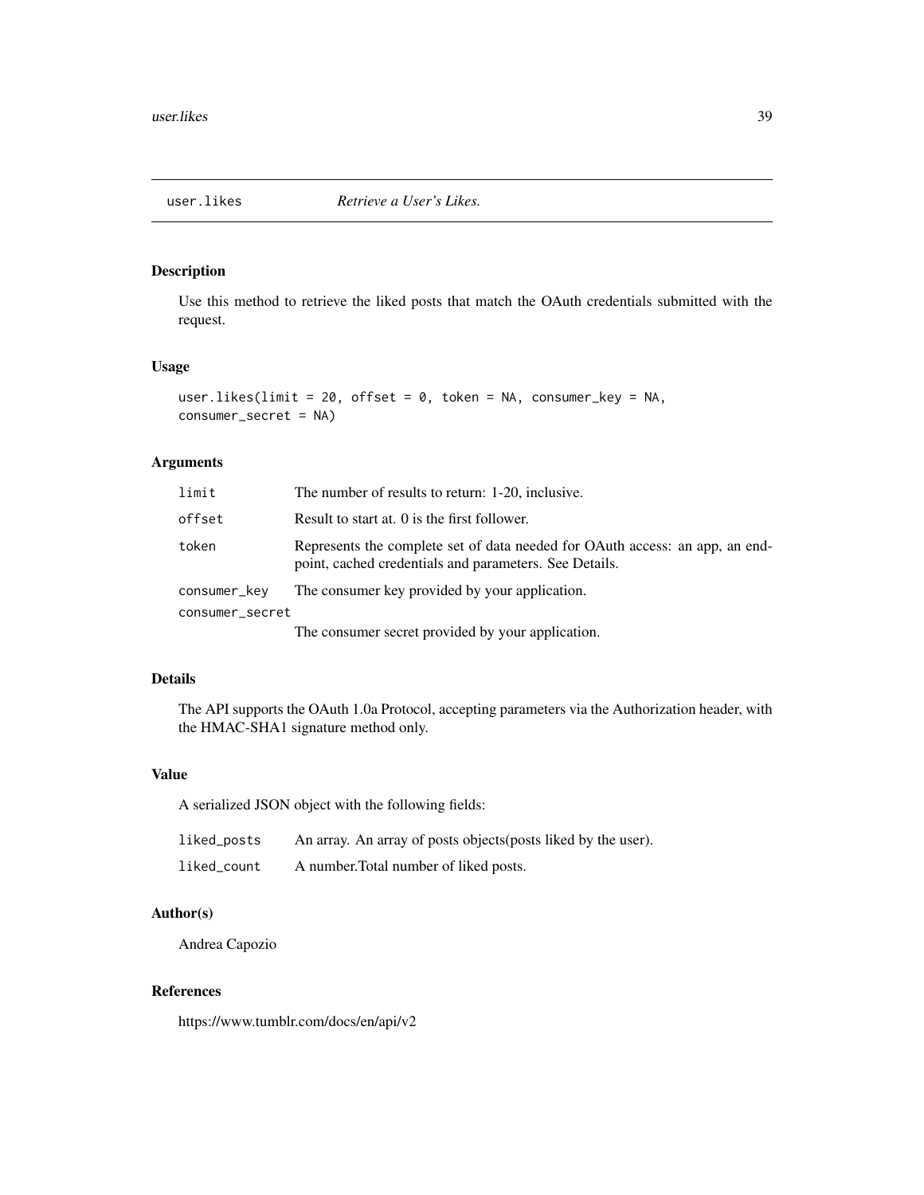## user.likes — *Retrieve a User's Likes.*

### Description

Use this method to retrieve the liked posts that match the OAuth credentials submitted with the request.

### Usage

```
user.likes(limit = 20, offset = 0, token = NA, consumer_key = NA,
consumer_secret = NA)
```

### Arguments

| | |
|---|---|
| `limit` | The number of results to return: 1-20, inclusive. |
| `offset` | Result to start at. 0 is the first follower. |
| `token` | Represents the complete set of data needed for OAuth access: an app, an endpoint, cached credentials and parameters. See Details. |
| `consumer_key` | The consumer key provided by your application. |
| `consumer_secret` | The consumer secret provided by your application. |

### Details

The API supports the OAuth 1.0a Protocol, accepting parameters via the Authorization header, with the HMAC-SHA1 signature method only.

### Value

A serialized JSON object with the following fields:

| | |
|---|---|
| `liked_posts` | An array. An array of posts objects(posts liked by the user). |
| `liked_count` | A number.Total number of liked posts. |

### Author(s)

Andrea Capozio

### References

https://www.tumblr.com/docs/en/api/v2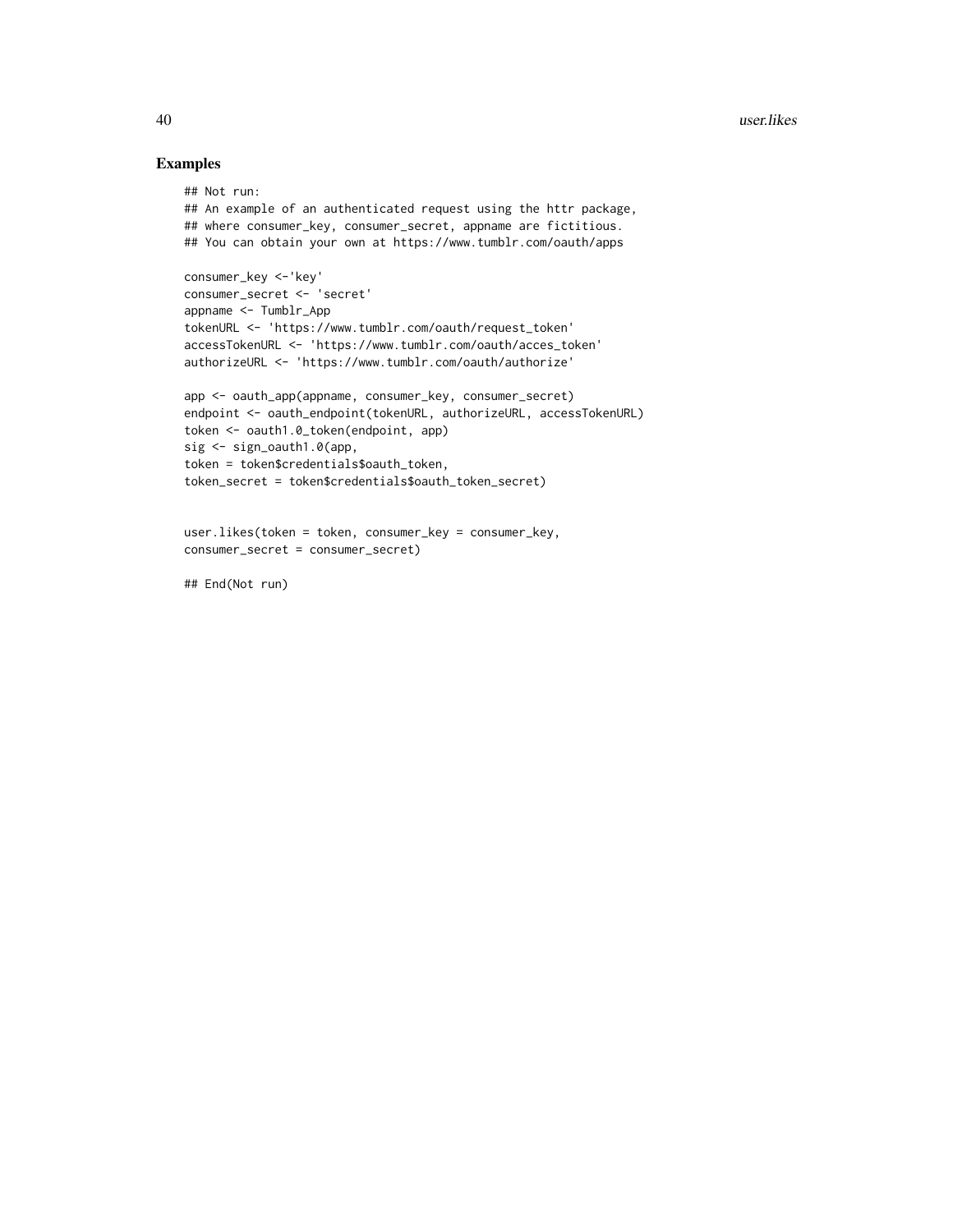### Examples

```
## Not run:
## An example of an authenticated request using the httr package,
## where consumer_key, consumer_secret, appname are fictitious.
## You can obtain your own at https://www.tumblr.com/oauth/apps

consumer_key <-'key'
consumer_secret <- 'secret'
appname <- Tumblr_App
tokenURL <- 'https://www.tumblr.com/oauth/request_token'
accessTokenURL <- 'https://www.tumblr.com/oauth/acces_token'
authorizeURL <- 'https://www.tumblr.com/oauth/authorize'

app <- oauth_app(appname, consumer_key, consumer_secret)
endpoint <- oauth_endpoint(tokenURL, authorizeURL, accessTokenURL)
token <- oauth1.0_token(endpoint, app)
sig <- sign_oauth1.0(app,
token = token$credentials$oauth_token,
token_secret = token$credentials$oauth_token_secret)


user.likes(token = token, consumer_key = consumer_key,
consumer_secret = consumer_secret)

## End(Not run)
```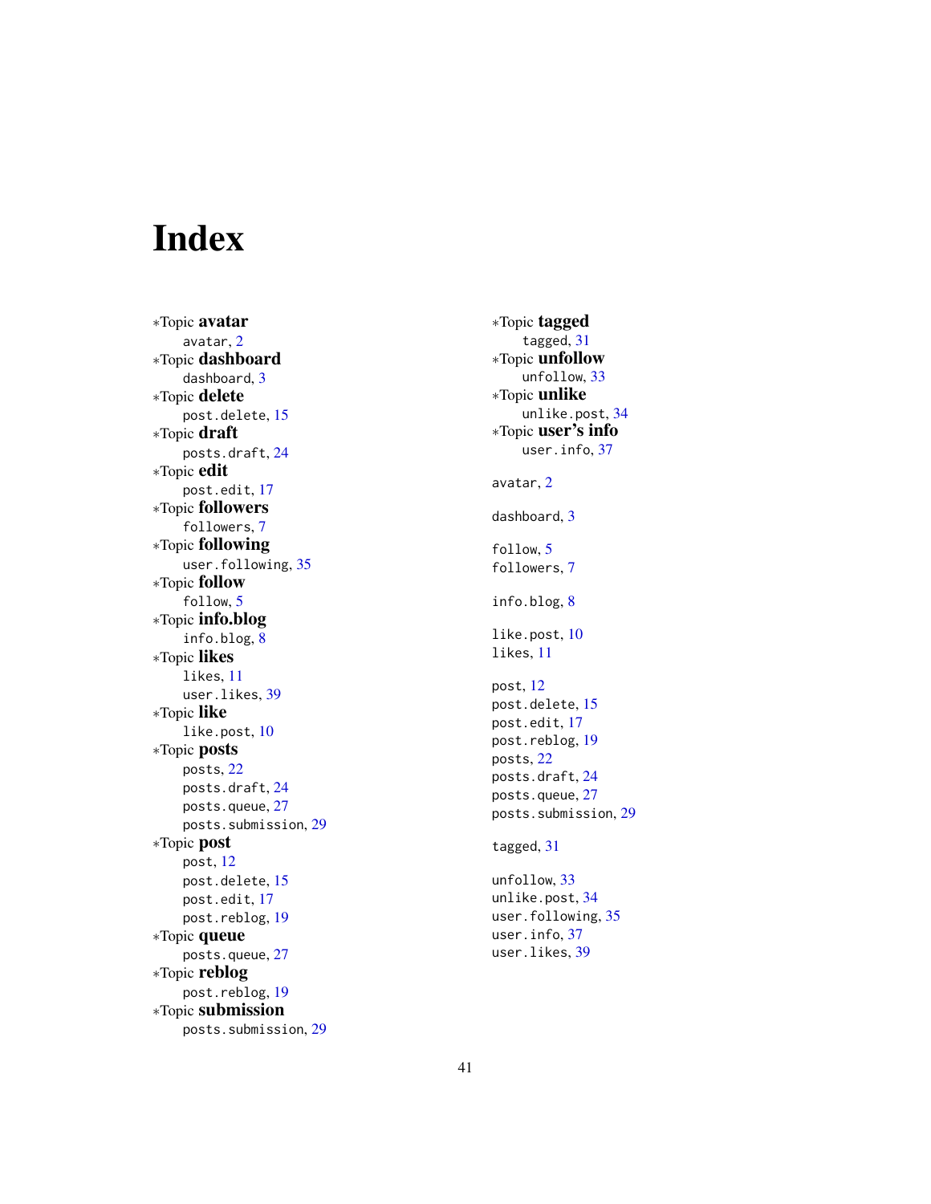# Index

∗Topic **avatar**
- avatar, 2

∗Topic **dashboard**
- dashboard, 3

∗Topic **delete**
- post.delete, 15

∗Topic **draft**
- posts.draft, 24

∗Topic **edit**
- post.edit, 17

∗Topic **followers**
- followers, 7

∗Topic **following**
- user.following, 35

∗Topic **follow**
- follow, 5

∗Topic **info.blog**
- info.blog, 8

∗Topic **likes**
- likes, 11
- user.likes, 39

∗Topic **like**
- like.post, 10

∗Topic **posts**
- posts, 22
- posts.draft, 24
- posts.queue, 27
- posts.submission, 29

∗Topic **post**
- post, 12
- post.delete, 15
- post.edit, 17
- post.reblog, 19

∗Topic **queue**
- posts.queue, 27

∗Topic **reblog**
- post.reblog, 19

∗Topic **submission**
- posts.submission, 29

∗Topic **tagged**
- tagged, 31

∗Topic **unfollow**
- unfollow, 33

∗Topic **unlike**
- unlike.post, 34

∗Topic **user's info**
- user.info, 37

avatar, 2

dashboard, 3

follow, 5
followers, 7

info.blog, 8

like.post, 10
likes, 11

post, 12
post.delete, 15
post.edit, 17
post.reblog, 19
posts, 22
posts.draft, 24
posts.queue, 27
posts.submission, 29

tagged, 31

unfollow, 33
unlike.post, 34
user.following, 35
user.info, 37
user.likes, 39